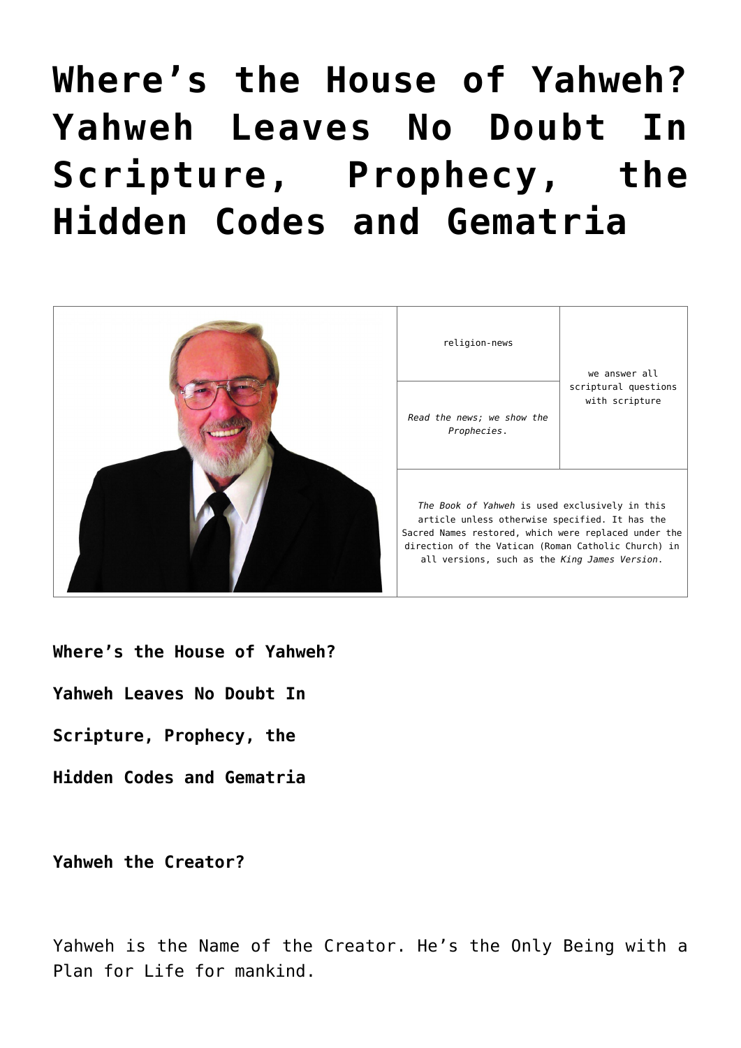# Where's the House of Yahweh? Yahweh Leaves No Doubt In Scripture, Prophecy, the Hidden Codes and Gematria

| | | |
|---|---|---|
| | religion-news | we answer all scriptural questions with scripture |
| | *Read the news; we show the Prophecies.* | |
| | *The Book of Yahweh* is used exclusively in this article unless otherwise specified. It has the Sacred Names restored, which were replaced under the direction of the Vatican (Roman Catholic Church) in all versions, such as the *King James Version*. | |

**Where's the House of Yahweh?**

**Yahweh Leaves No Doubt In**

**Scripture, Prophecy, the**

**Hidden Codes and Gematria**

**Yahweh the Creator?**

Yahweh is the Name of the Creator. He's the Only Being with a Plan for Life for mankind.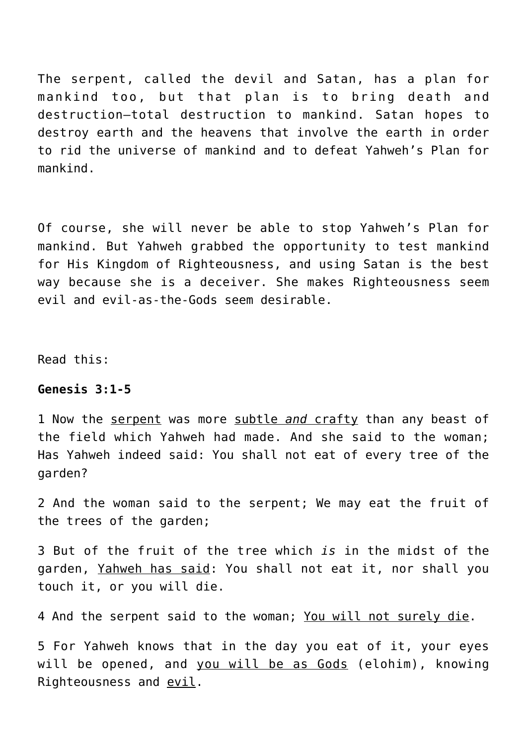The serpent, called the devil and Satan, has a plan for mankind too, but that plan is to bring death and destruction—total destruction to mankind. Satan hopes to destroy earth and the heavens that involve the earth in order to rid the universe of mankind and to defeat Yahweh's Plan for mankind.

Of course, she will never be able to stop Yahweh's Plan for mankind. But Yahweh grabbed the opportunity to test mankind for His Kingdom of Righteousness, and using Satan is the best way because she is a deceiver. She makes Righteousness seem evil and evil-as-the-Gods seem desirable.

Read this:

**Genesis 3:1-5**

1 Now the serpent was more subtle *and* crafty than any beast of the field which Yahweh had made. And she said to the woman; Has Yahweh indeed said: You shall not eat of every tree of the garden?

2 And the woman said to the serpent; We may eat the fruit of the trees of the garden;

3 But of the fruit of the tree which *is* in the midst of the garden, Yahweh has said: You shall not eat it, nor shall you touch it, or you will die.

4 And the serpent said to the woman; You will not surely die.

5 For Yahweh knows that in the day you eat of it, your eyes will be opened, and you will be as Gods (elohim), knowing Righteousness and evil.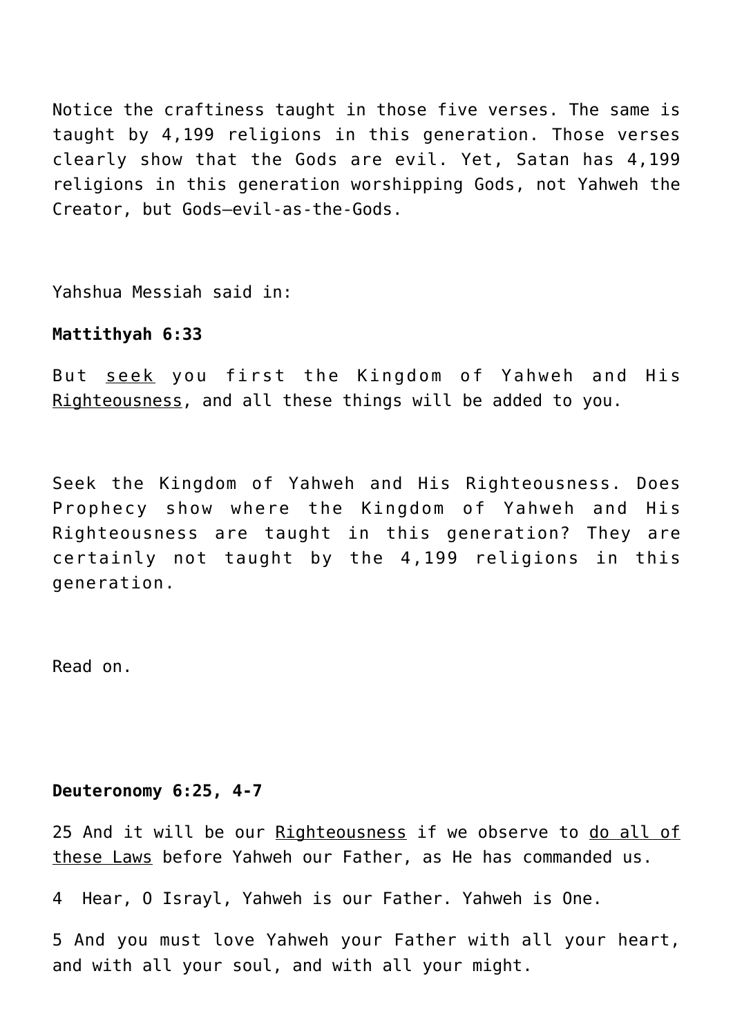Notice the craftiness taught in those five verses. The same is taught by 4,199 religions in this generation. Those verses clearly show that the Gods are evil. Yet, Satan has 4,199 religions in this generation worshipping Gods, not Yahweh the Creator, but Gods—evil-as-the-Gods.

Yahshua Messiah said in:

**Mattithyah 6:33**

But <u>seek</u> you first the Kingdom of Yahweh and His <u>Righteousness</u>, and all these things will be added to you.

Seek the Kingdom of Yahweh and His Righteousness. Does Prophecy show where the Kingdom of Yahweh and His Righteousness are taught in this generation? They are certainly not taught by the 4,199 religions in this generation.

Read on.

**Deuteronomy 6:25, 4-7**

25 And it will be our <u>Righteousness</u> if we observe to <u>do all of these Laws</u> before Yahweh our Father, as He has commanded us.

4 Hear, O Israyl, Yahweh is our Father. Yahweh is One.

5 And you must love Yahweh your Father with all your heart, and with all your soul, and with all your might.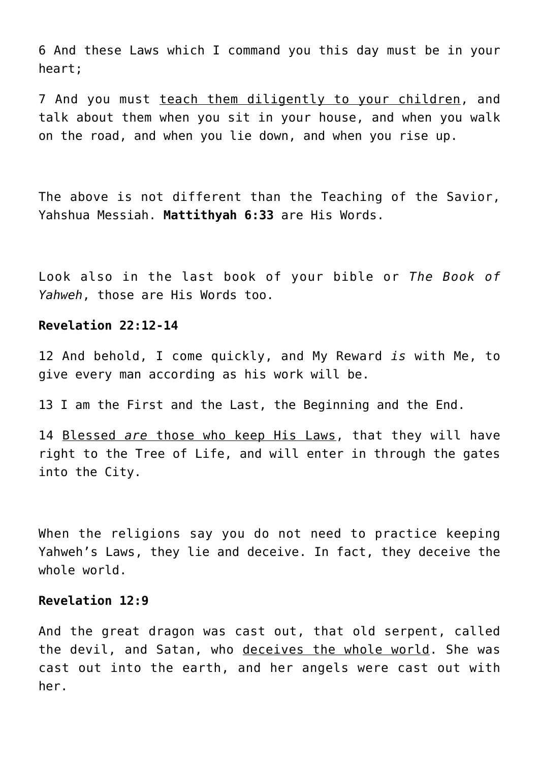6 And these Laws which I command you this day must be in your heart;

7 And you must <u>teach them diligently to your children</u>, and talk about them when you sit in your house, and when you walk on the road, and when you lie down, and when you rise up.

The above is not different than the Teaching of the Savior, Yahshua Messiah. **Mattithyah 6:33** are His Words.

Look also in the last book of your bible or *The Book of Yahweh*, those are His Words too.

**Revelation 22:12-14**

12 And behold, I come quickly, and My Reward *is* with Me, to give every man according as his work will be.

13 I am the First and the Last, the Beginning and the End.

14 <u>Blessed *are* those who keep His Laws</u>, that they will have right to the Tree of Life, and will enter in through the gates into the City.

When the religions say you do not need to practice keeping Yahweh's Laws, they lie and deceive. In fact, they deceive the whole world.

**Revelation 12:9**

And the great dragon was cast out, that old serpent, called the devil, and Satan, who <u>deceives the whole world</u>. She was cast out into the earth, and her angels were cast out with her.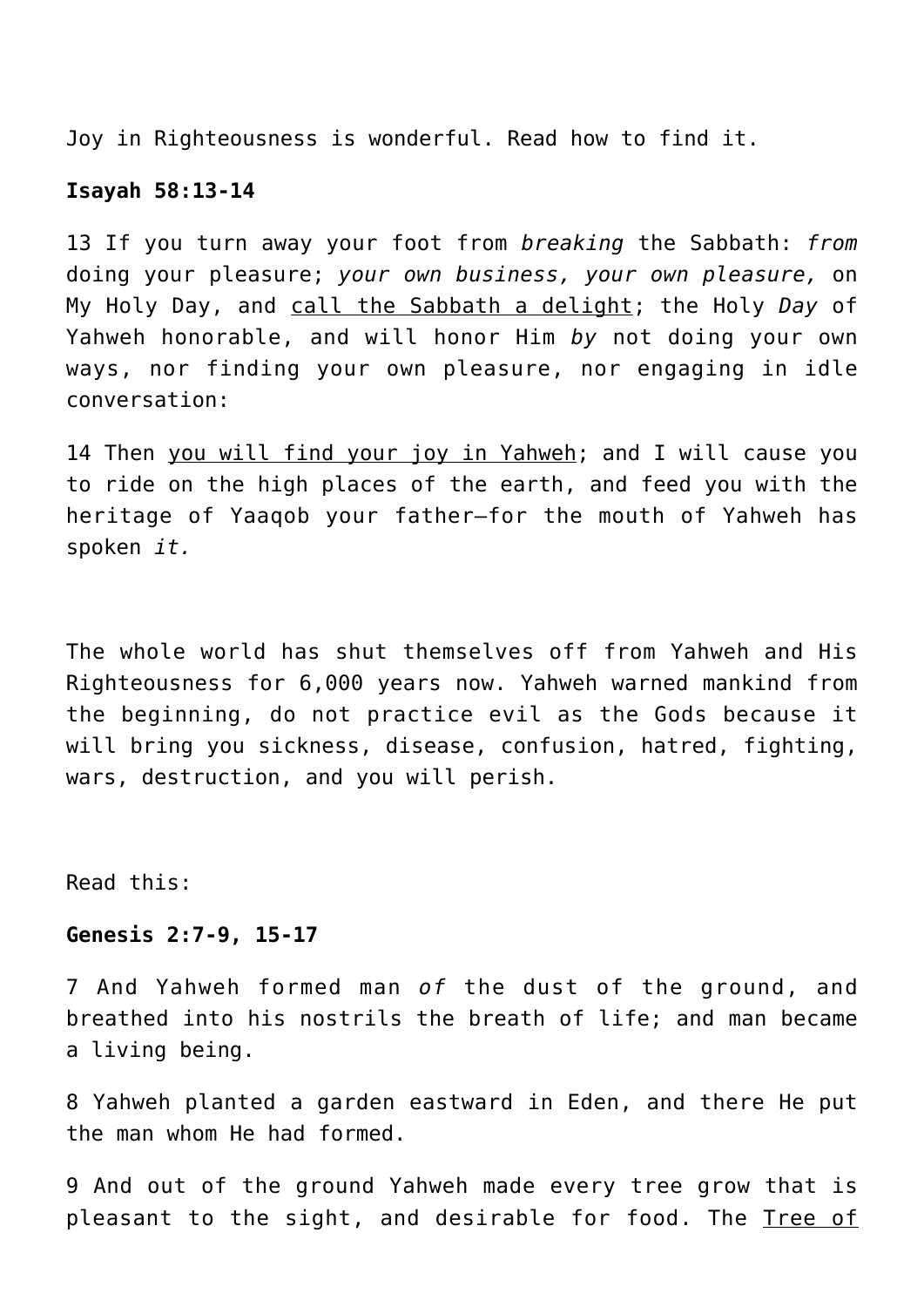Joy in Righteousness is wonderful. Read how to find it.

**Isayah 58:13-14**

13 If you turn away your foot from *breaking* the Sabbath: *from* doing your pleasure; *your own business, your own pleasure,* on My Holy Day, and <u>call the Sabbath a delight</u>; the Holy *Day* of Yahweh honorable, and will honor Him *by* not doing your own ways, nor finding your own pleasure, nor engaging in idle conversation:

14 Then <u>you will find your joy in Yahweh</u>; and I will cause you to ride on the high places of the earth, and feed you with the heritage of Yaaqob your father—for the mouth of Yahweh has spoken *it.*

The whole world has shut themselves off from Yahweh and His Righteousness for 6,000 years now. Yahweh warned mankind from the beginning, do not practice evil as the Gods because it will bring you sickness, disease, confusion, hatred, fighting, wars, destruction, and you will perish.

Read this:

**Genesis 2:7-9, 15-17**

7 And Yahweh formed man *of* the dust of the ground, and breathed into his nostrils the breath of life; and man became a living being.

8 Yahweh planted a garden eastward in Eden, and there He put the man whom He had formed.

9 And out of the ground Yahweh made every tree grow that is pleasant to the sight, and desirable for food. The <u>Tree of</u>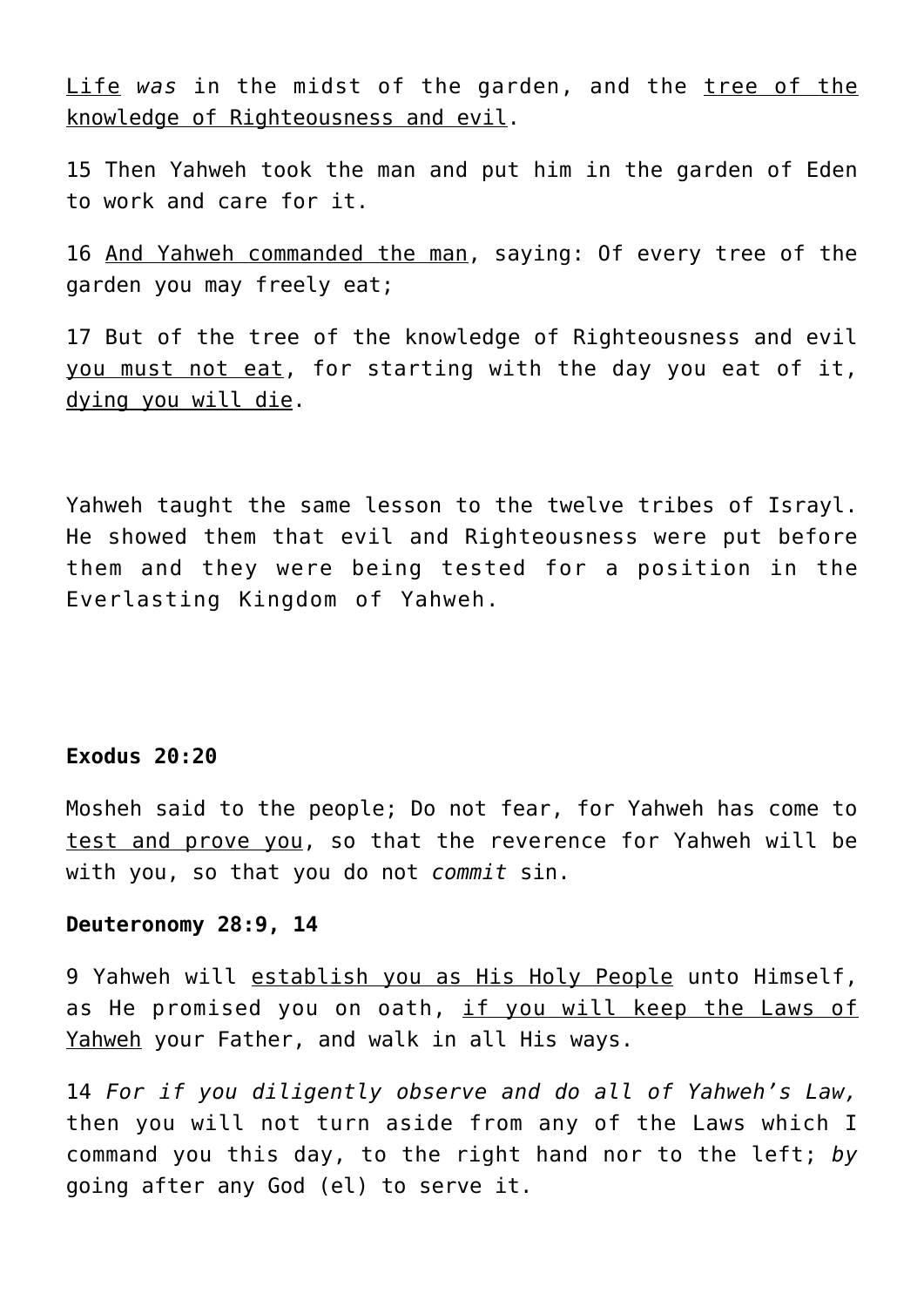<u>Life</u> *was* in the midst of the garden, and the <u>tree of the knowledge of Righteousness and evil</u>.

15 Then Yahweh took the man and put him in the garden of Eden to work and care for it.

16 <u>And Yahweh commanded the man</u>, saying: Of every tree of the garden you may freely eat;

17 But of the tree of the knowledge of Righteousness and evil <u>you must not eat</u>, for starting with the day you eat of it, <u>dying you will die</u>.

Yahweh taught the same lesson to the twelve tribes of Israyl. He showed them that evil and Righteousness were put before them and they were being tested for a position in the Everlasting Kingdom of Yahweh.

**Exodus 20:20**

Mosheh said to the people; Do not fear, for Yahweh has come to <u>test and prove you</u>, so that the reverence for Yahweh will be with you, so that you do not *commit* sin.

**Deuteronomy 28:9, 14**

9 Yahweh will <u>establish you as His Holy People</u> unto Himself, as He promised you on oath, <u>if you will keep the Laws of Yahweh</u> your Father, and walk in all His ways.

14 *For if you diligently observe and do all of Yahweh's Law,* then you will not turn aside from any of the Laws which I command you this day, to the right hand nor to the left; *by* going after any God (el) to serve it.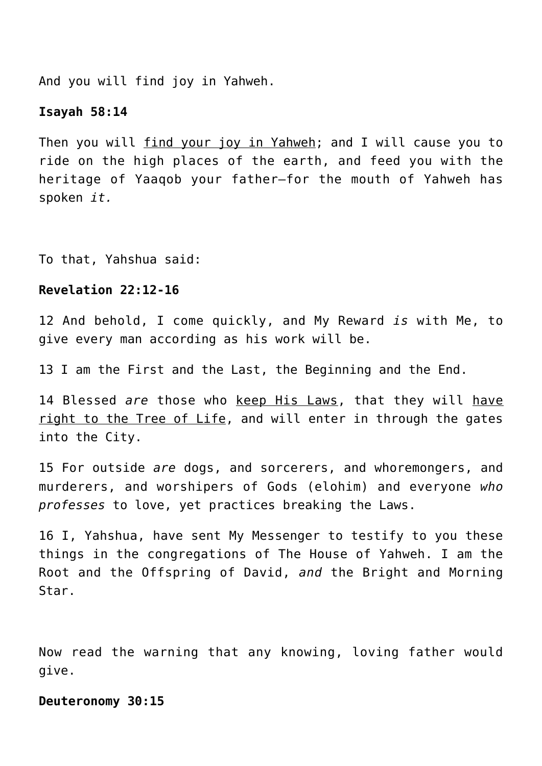And you will find joy in Yahweh.

**Isayah 58:14**

Then you will find your joy in Yahweh; and I will cause you to ride on the high places of the earth, and feed you with the heritage of Yaaqob your father—for the mouth of Yahweh has spoken *it.*

To that, Yahshua said:

**Revelation 22:12-16**

12 And behold, I come quickly, and My Reward *is* with Me, to give every man according as his work will be.

13 I am the First and the Last, the Beginning and the End.

14 Blessed *are* those who keep His Laws, that they will have right to the Tree of Life, and will enter in through the gates into the City.

15 For outside *are* dogs, and sorcerers, and whoremongers, and murderers, and worshipers of Gods (elohim) and everyone *who professes* to love, yet practices breaking the Laws.

16 I, Yahshua, have sent My Messenger to testify to you these things in the congregations of The House of Yahweh. I am the Root and the Offspring of David, *and* the Bright and Morning Star.

Now read the warning that any knowing, loving father would give.

**Deuteronomy 30:15**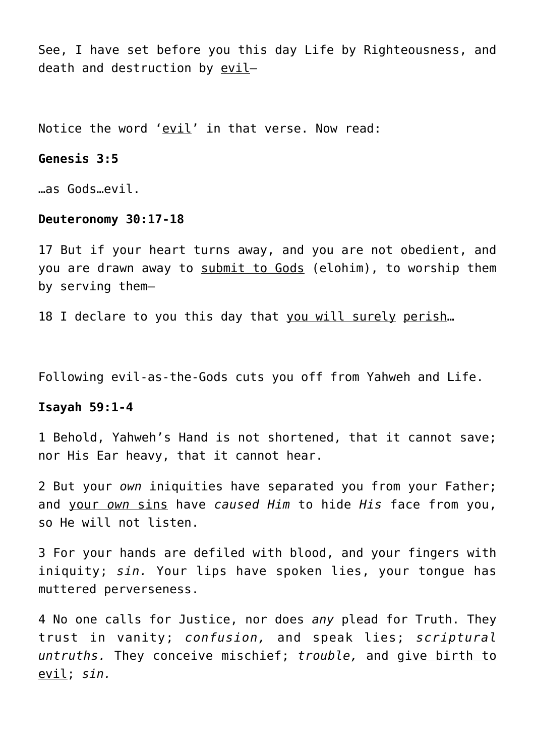See, I have set before you this day Life by Righteousness, and death and destruction by <u>evil</u>—

Notice the word '<u>evil</u>' in that verse. Now read:

**Genesis 3:5**

…as Gods…evil.

**Deuteronomy 30:17-18**

17 But if your heart turns away, and you are not obedient, and you are drawn away to <u>submit to Gods</u> (elohim), to worship them by serving them—

18 I declare to you this day that <u>you will surely</u> <u>perish</u>…

Following evil-as-the-Gods cuts you off from Yahweh and Life.

**Isayah 59:1-4**

1 Behold, Yahweh's Hand is not shortened, that it cannot save; nor His Ear heavy, that it cannot hear.

2 But your *own* iniquities have separated you from your Father; and <u>your *own* sins</u> have *caused Him* to hide *His* face from you, so He will not listen.

3 For your hands are defiled with blood, and your fingers with iniquity; *sin.* Your lips have spoken lies, your tongue has muttered perverseness.

4 No one calls for Justice, nor does *any* plead for Truth. They trust in vanity; *confusion,* and speak lies; *scriptural untruths.* They conceive mischief; *trouble,* and <u>give birth to evil</u>; *sin.*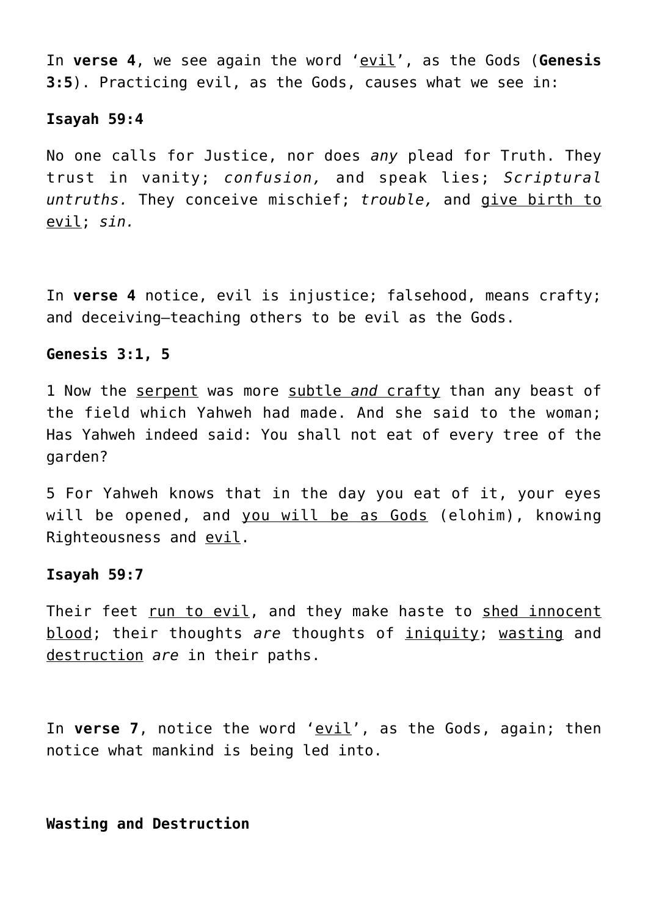In **verse 4**, we see again the word 'evil', as the Gods (**Genesis 3:5**). Practicing evil, as the Gods, causes what we see in:

**Isayah 59:4**

No one calls for Justice, nor does *any* plead for Truth. They trust in vanity; *confusion,* and speak lies; *Scriptural untruths.* They conceive mischief; *trouble,* and give birth to evil; *sin.*

In **verse 4** notice, evil is injustice; falsehood, means crafty; and deceiving—teaching others to be evil as the Gods.

**Genesis 3:1, 5**

1 Now the serpent was more subtle *and* crafty than any beast of the field which Yahweh had made. And she said to the woman; Has Yahweh indeed said: You shall not eat of every tree of the garden?

5 For Yahweh knows that in the day you eat of it, your eyes will be opened, and you will be as Gods (elohim), knowing Righteousness and evil.

**Isayah 59:7**

Their feet run to evil, and they make haste to shed innocent blood; their thoughts *are* thoughts of iniquity; wasting and destruction *are* in their paths.

In **verse 7**, notice the word 'evil', as the Gods, again; then notice what mankind is being led into.

**Wasting and Destruction**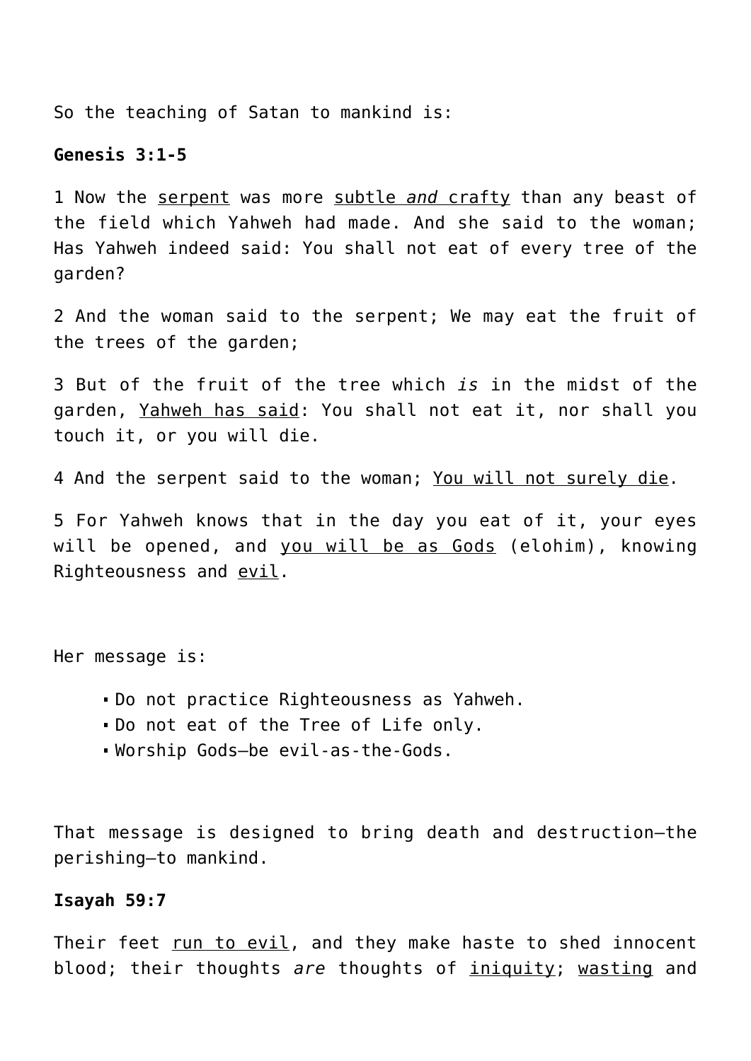So the teaching of Satan to mankind is:

**Genesis 3:1-5**

1 Now the serpent was more subtle *and* crafty than any beast of the field which Yahweh had made. And she said to the woman; Has Yahweh indeed said: You shall not eat of every tree of the garden?

2 And the woman said to the serpent; We may eat the fruit of the trees of the garden;

3 But of the fruit of the tree which *is* in the midst of the garden, Yahweh has said: You shall not eat it, nor shall you touch it, or you will die.

4 And the serpent said to the woman; You will not surely die.

5 For Yahweh knows that in the day you eat of it, your eyes will be opened, and you will be as Gods (elohim), knowing Righteousness and evil.

Her message is:

- Do not practice Righteousness as Yahweh.
- Do not eat of the Tree of Life only.
- Worship Gods—be evil-as-the-Gods.

That message is designed to bring death and destruction—the perishing—to mankind.

**Isayah 59:7**

Their feet run to evil, and they make haste to shed innocent blood; their thoughts *are* thoughts of iniquity; wasting and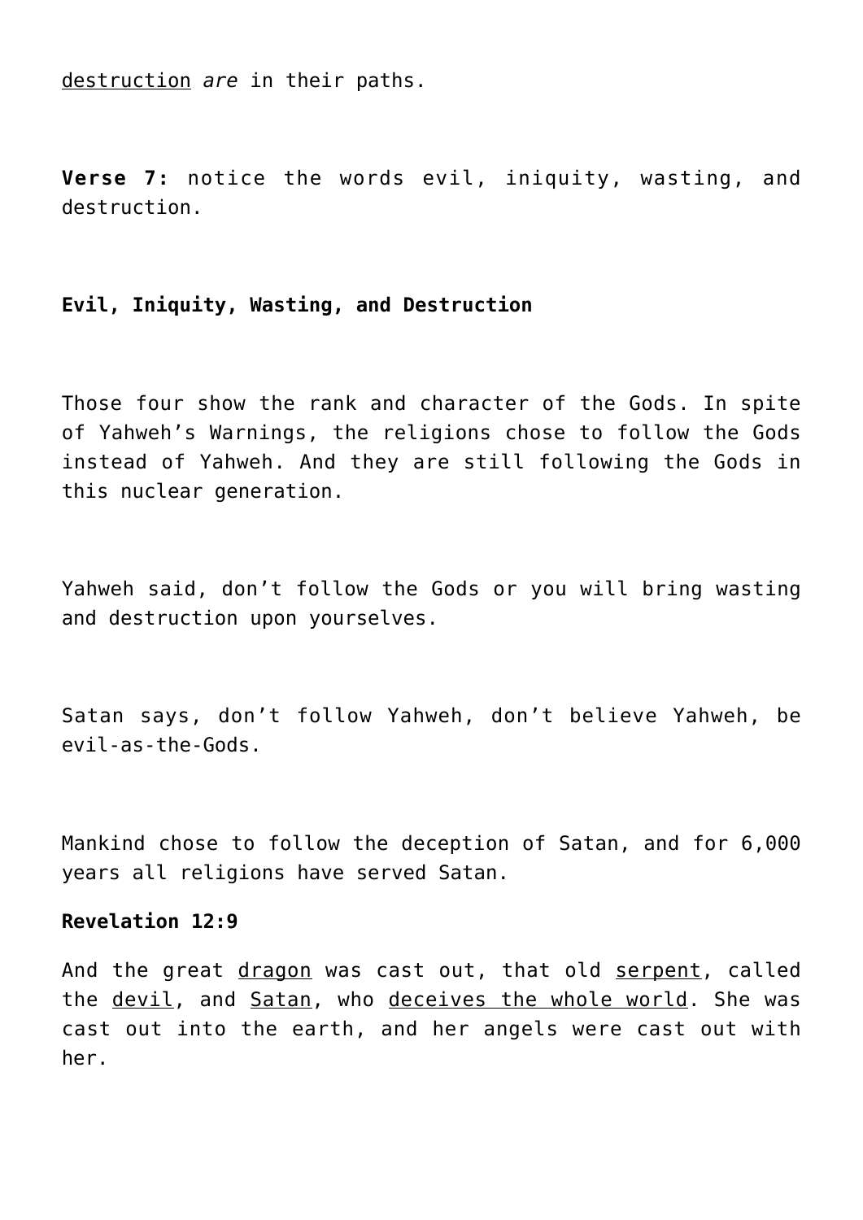destruction *are* in their paths.

**Verse 7:** notice the words evil, iniquity, wasting, and destruction.

**Evil, Iniquity, Wasting, and Destruction**

Those four show the rank and character of the Gods. In spite of Yahweh's Warnings, the religions chose to follow the Gods instead of Yahweh. And they are still following the Gods in this nuclear generation.

Yahweh said, don't follow the Gods or you will bring wasting and destruction upon yourselves.

Satan says, don't follow Yahweh, don't believe Yahweh, be evil-as-the-Gods.

Mankind chose to follow the deception of Satan, and for 6,000 years all religions have served Satan.

**Revelation 12:9**

And the great dragon was cast out, that old serpent, called the devil, and Satan, who deceives the whole world. She was cast out into the earth, and her angels were cast out with her.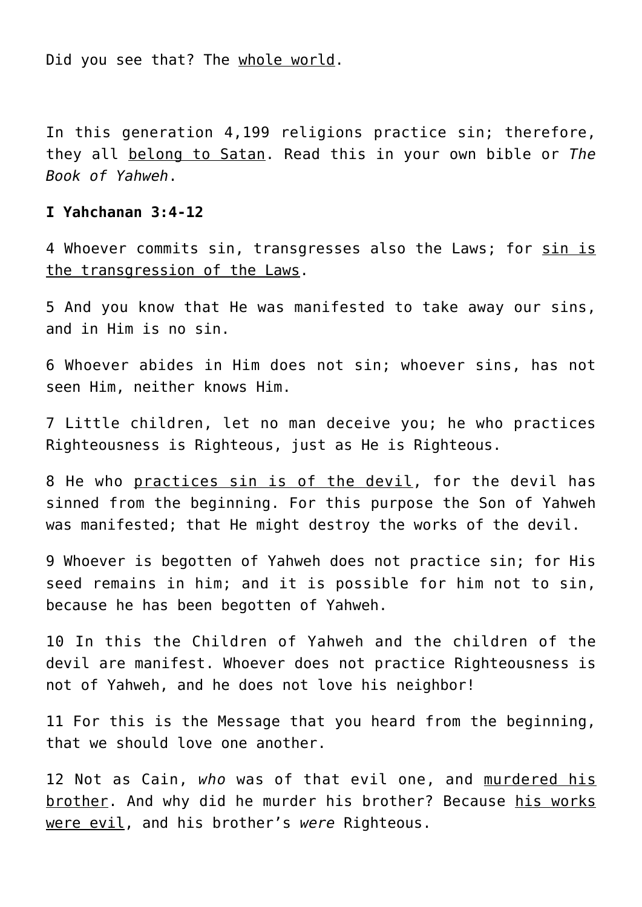Did you see that? The <u>whole world</u>.

In this generation 4,199 religions practice sin; therefore, they all <u>belong to Satan</u>. Read this in your own bible or *The Book of Yahweh*.

**I Yahchanan 3:4-12**

4 Whoever commits sin, transgresses also the Laws; for <u>sin is the transgression of the Laws</u>.

5 And you know that He was manifested to take away our sins, and in Him is no sin.

6 Whoever abides in Him does not sin; whoever sins, has not seen Him, neither knows Him.

7 Little children, let no man deceive you; he who practices Righteousness is Righteous, just as He is Righteous.

8 He who <u>practices sin is of the devil</u>, for the devil has sinned from the beginning. For this purpose the Son of Yahweh was manifested; that He might destroy the works of the devil.

9 Whoever is begotten of Yahweh does not practice sin; for His seed remains in him; and it is possible for him not to sin, because he has been begotten of Yahweh.

10 In this the Children of Yahweh and the children of the devil are manifest. Whoever does not practice Righteousness is not of Yahweh, and he does not love his neighbor!

11 For this is the Message that you heard from the beginning, that we should love one another.

12 Not as Cain, *who* was of that evil one, and <u>murdered his brother</u>. And why did he murder his brother? Because <u>his works were evil</u>, and his brother's *were* Righteous.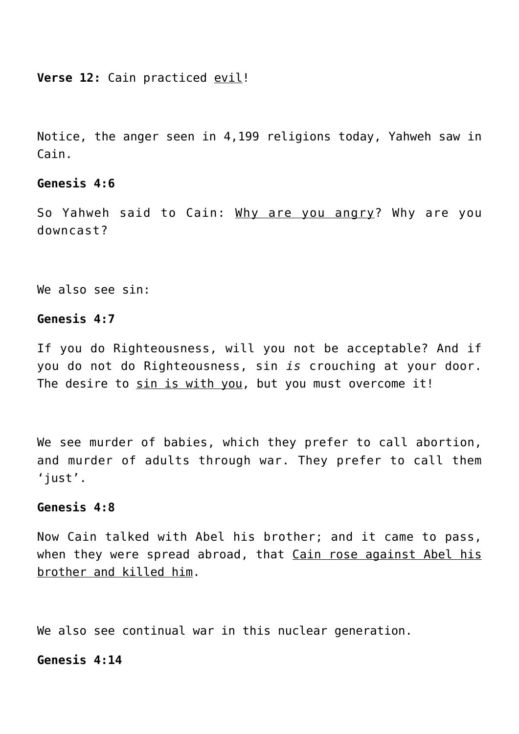**Verse 12:** Cain practiced <u>evil</u>!

Notice, the anger seen in 4,199 religions today, Yahweh saw in Cain.

**Genesis 4:6**

So Yahweh said to Cain: <u>Why are you angry</u>? Why are you downcast?

We also see sin:

**Genesis 4:7**

If you do Righteousness, will you not be acceptable? And if you do not do Righteousness, sin *is* crouching at your door. The desire to <u>sin is with you</u>, but you must overcome it!

We see murder of babies, which they prefer to call abortion, and murder of adults through war. They prefer to call them 'just'.

**Genesis 4:8**

Now Cain talked with Abel his brother; and it came to pass, when they were spread abroad, that <u>Cain rose against Abel his brother and killed him</u>.

We also see continual war in this nuclear generation.

**Genesis 4:14**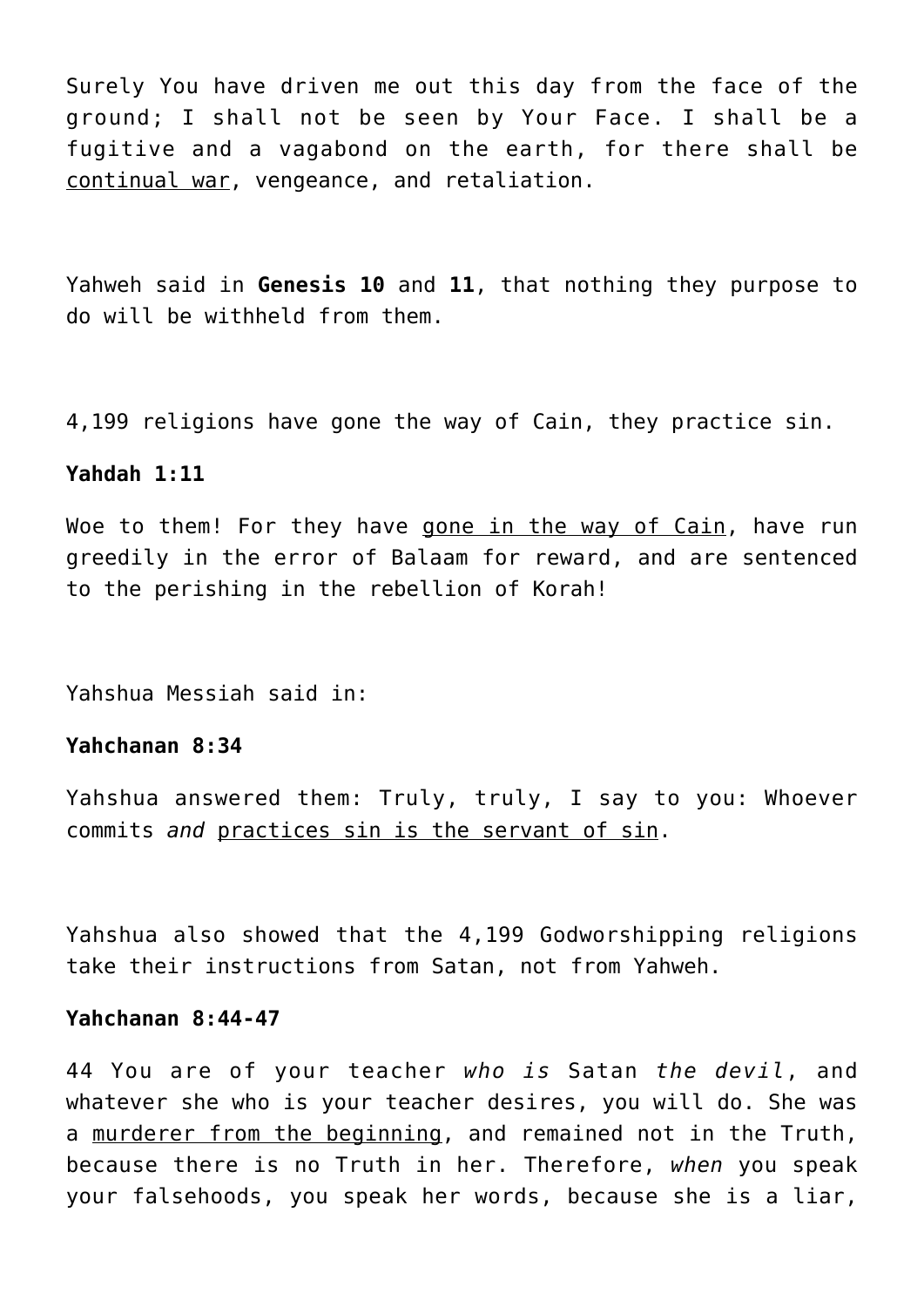Surely You have driven me out this day from the face of the ground; I shall not be seen by Your Face. I shall be a fugitive and a vagabond on the earth, for there shall be <u>continual war</u>, vengeance, and retaliation.

Yahweh said in **Genesis 10** and **11**, that nothing they purpose to do will be withheld from them.

4,199 religions have gone the way of Cain, they practice sin.

**Yahdah 1:11**

Woe to them! For they have <u>gone in the way of Cain</u>, have run greedily in the error of Balaam for reward, and are sentenced to the perishing in the rebellion of Korah!

Yahshua Messiah said in:

**Yahchanan 8:34**

Yahshua answered them: Truly, truly, I say to you: Whoever commits *and* <u>practices sin is the servant of sin</u>.

Yahshua also showed that the 4,199 Godworshipping religions take their instructions from Satan, not from Yahweh.

**Yahchanan 8:44-47**

44 You are of your teacher *who is* Satan *the devil*, and whatever she who is your teacher desires, you will do. She was a <u>murderer from the beginning</u>, and remained not in the Truth, because there is no Truth in her. Therefore, *when* you speak your falsehoods, you speak her words, because she is a liar,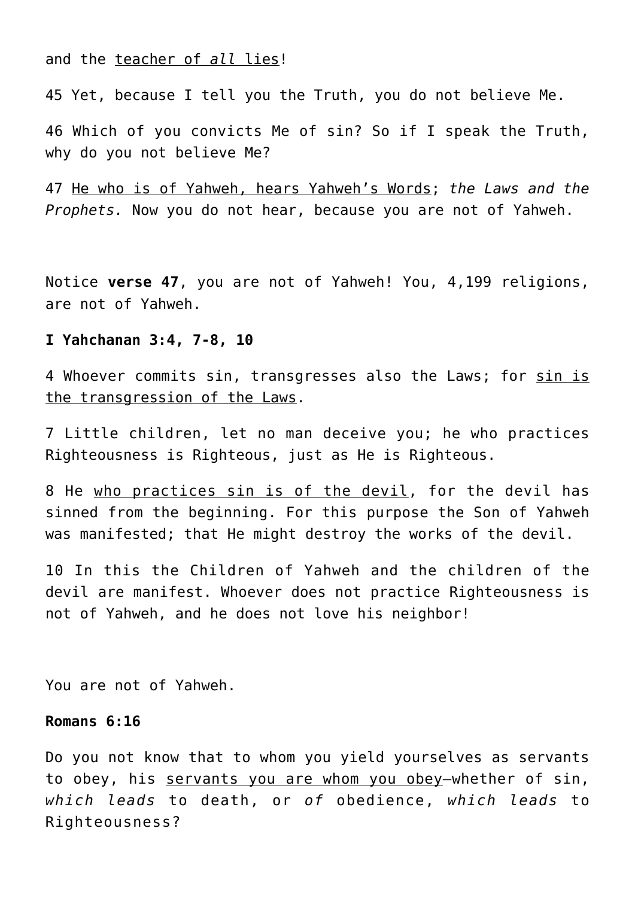and the <u>teacher of *all* lies</u>!

45 Yet, because I tell you the Truth, you do not believe Me.

46 Which of you convicts Me of sin? So if I speak the Truth, why do you not believe Me?

47 <u>He who is of Yahweh, hears Yahweh's Words</u>; *the Laws and the Prophets.* Now you do not hear, because you are not of Yahweh.

Notice **verse 47**, you are not of Yahweh! You, 4,199 religions, are not of Yahweh.

**I Yahchanan 3:4, 7-8, 10**

4 Whoever commits sin, transgresses also the Laws; for <u>sin is the transgression of the Laws</u>.

7 Little children, let no man deceive you; he who practices Righteousness is Righteous, just as He is Righteous.

8 He <u>who practices sin is of the devil</u>, for the devil has sinned from the beginning. For this purpose the Son of Yahweh was manifested; that He might destroy the works of the devil.

10 In this the Children of Yahweh and the children of the devil are manifest. Whoever does not practice Righteousness is not of Yahweh, and he does not love his neighbor!

You are not of Yahweh.

**Romans 6:16**

Do you not know that to whom you yield yourselves as servants to obey, his <u>servants you are whom you obey</u>—whether of sin, *which leads* to death, or *of* obedience, *which leads* to Righteousness?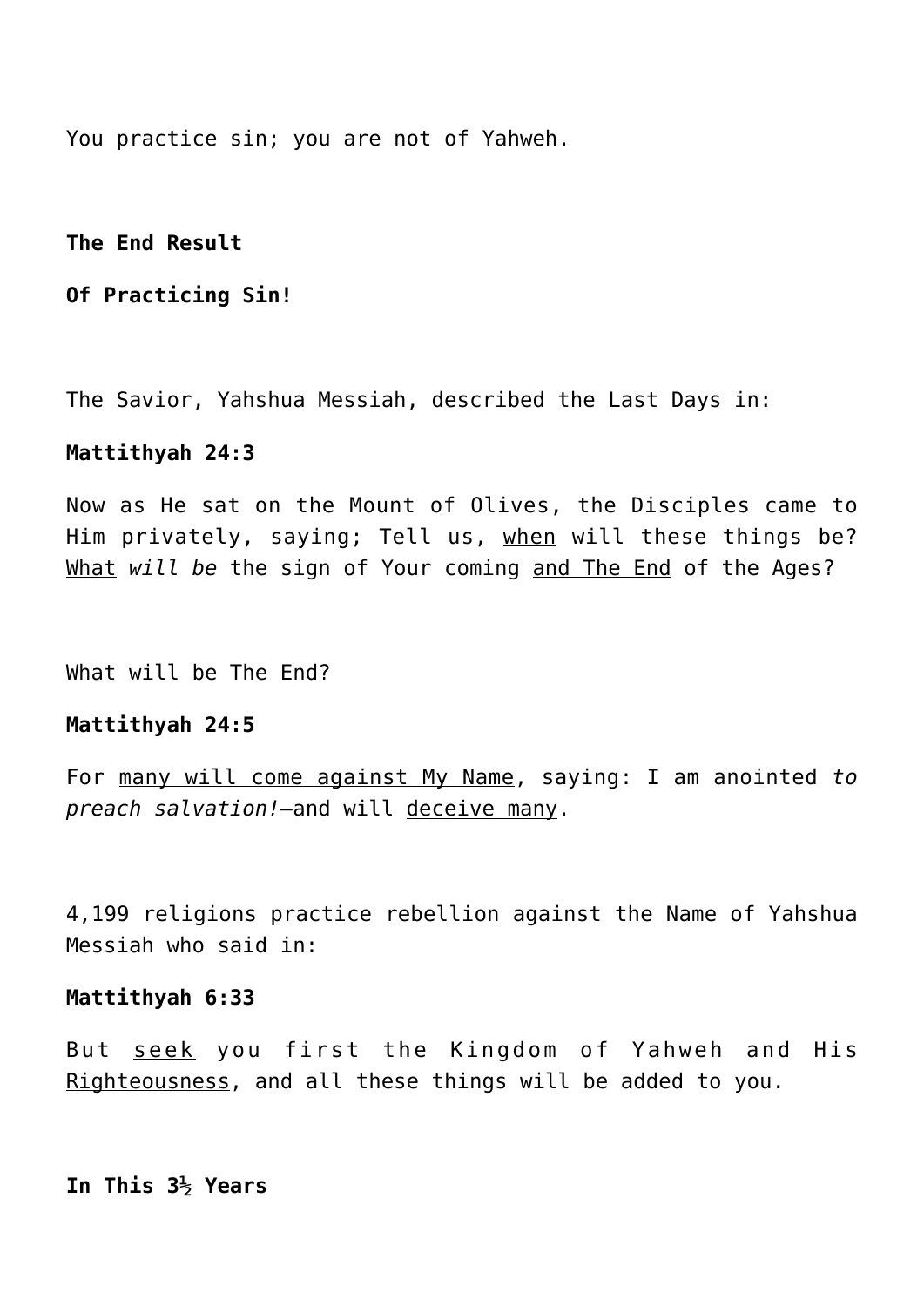You practice sin; you are not of Yahweh.

**The End Result**

**Of Practicing Sin!**

The Savior, Yahshua Messiah, described the Last Days in:

**Mattithyah 24:3**

Now as He sat on the Mount of Olives, the Disciples came to Him privately, saying; Tell us, <u>when</u> will these things be? <u>What</u> *will be* the sign of Your coming <u>and The End</u> of the Ages?

What will be The End?

**Mattithyah 24:5**

For <u>many will come against My Name</u>, saying: I am anointed *to preach salvation!*—and will <u>deceive many</u>.

4,199 religions practice rebellion against the Name of Yahshua Messiah who said in:

**Mattithyah 6:33**

But <u>seek</u> you first the Kingdom of Yahweh and His <u>Righteousness</u>, and all these things will be added to you.

**In This 3½ Years**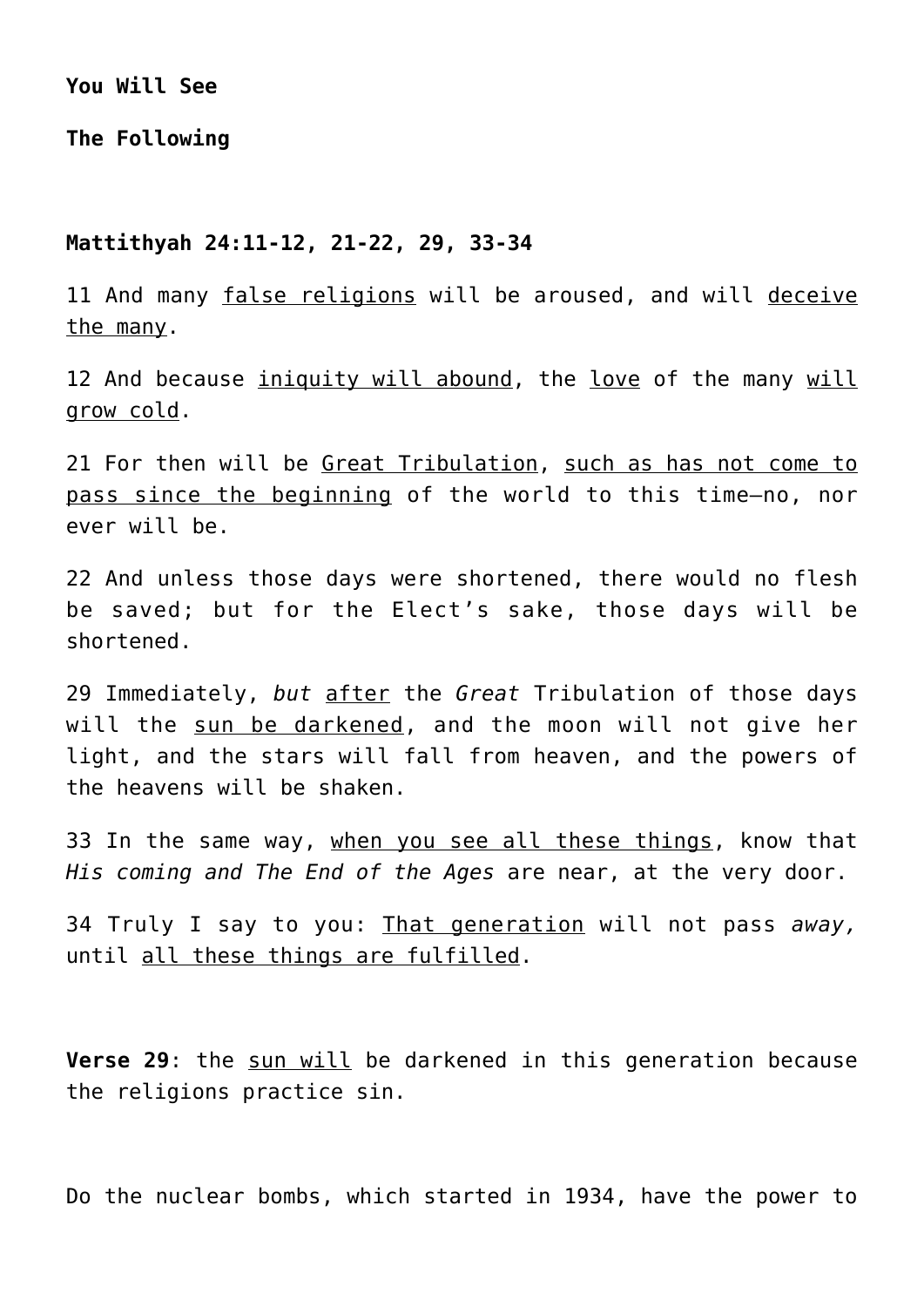**You Will See**

**The Following**

**Mattithyah 24:11-12, 21-22, 29, 33-34**

11 And many <u>false religions</u> will be aroused, and will <u>deceive the many</u>.

12 And because <u>iniquity will abound</u>, the <u>love</u> of the many <u>will grow cold</u>.

21 For then will be <u>Great Tribulation</u>, <u>such as has not come to pass since the beginning</u> of the world to this time—no, nor ever will be.

22 And unless those days were shortened, there would no flesh be saved; but for the Elect's sake, those days will be shortened.

29 Immediately, *but* <u>after</u> the *Great* Tribulation of those days will the <u>sun be darkened</u>, and the moon will not give her light, and the stars will fall from heaven, and the powers of the heavens will be shaken.

33 In the same way, <u>when you see all these things</u>, know that *His coming and The End of the Ages* are near, at the very door.

34 Truly I say to you: <u>That generation</u> will not pass *away,* until <u>all these things are fulfilled</u>.

**Verse 29**: the <u>sun will</u> be darkened in this generation because the religions practice sin.

Do the nuclear bombs, which started in 1934, have the power to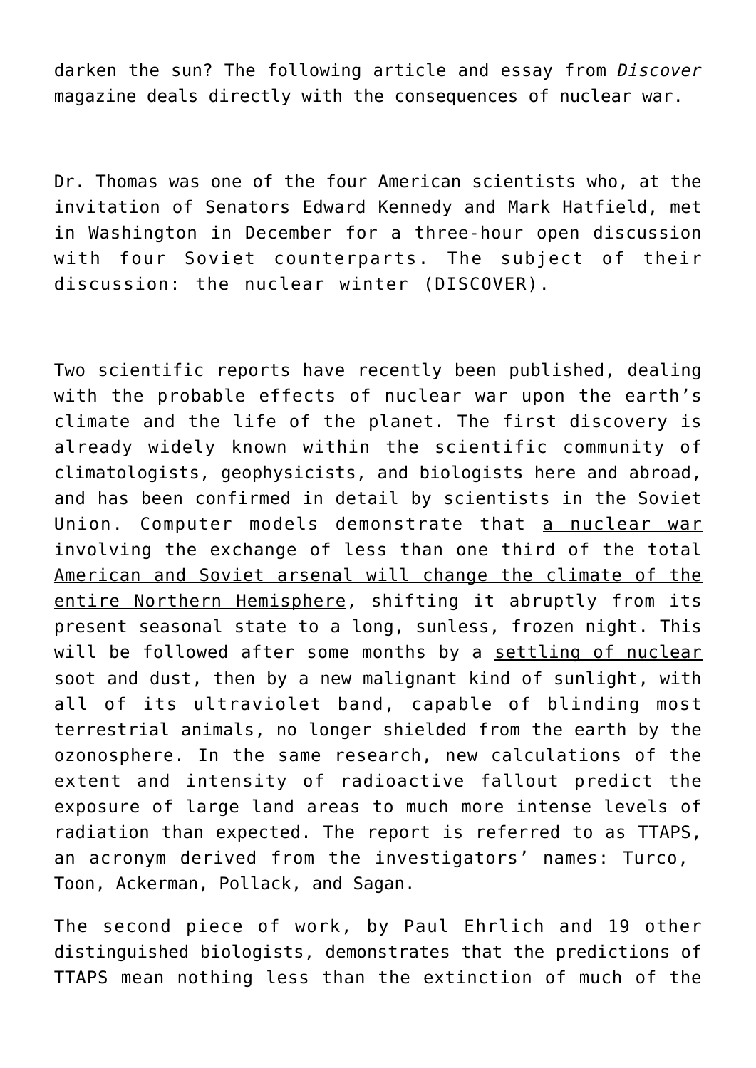darken the sun? The following article and essay from *Discover* magazine deals directly with the consequences of nuclear war.

Dr. Thomas was one of the four American scientists who, at the invitation of Senators Edward Kennedy and Mark Hatfield, met in Washington in December for a three-hour open discussion with four Soviet counterparts. The subject of their discussion: the nuclear winter (DISCOVER).

Two scientific reports have recently been published, dealing with the probable effects of nuclear war upon the earth's climate and the life of the planet. The first discovery is already widely known within the scientific community of climatologists, geophysicists, and biologists here and abroad, and has been confirmed in detail by scientists in the Soviet Union. Computer models demonstrate that <u>a nuclear war involving the exchange of less than one third of the total American and Soviet arsenal will change the climate of the entire Northern Hemisphere</u>, shifting it abruptly from its present seasonal state to a <u>long, sunless, frozen night</u>. This will be followed after some months by a <u>settling of nuclear soot and dust</u>, then by a new malignant kind of sunlight, with all of its ultraviolet band, capable of blinding most terrestrial animals, no longer shielded from the earth by the ozonosphere. In the same research, new calculations of the extent and intensity of radioactive fallout predict the exposure of large land areas to much more intense levels of radiation than expected. The report is referred to as TTAPS, an acronym derived from the investigators' names: Turco, Toon, Ackerman, Pollack, and Sagan.

The second piece of work, by Paul Ehrlich and 19 other distinguished biologists, demonstrates that the predictions of TTAPS mean nothing less than the extinction of much of the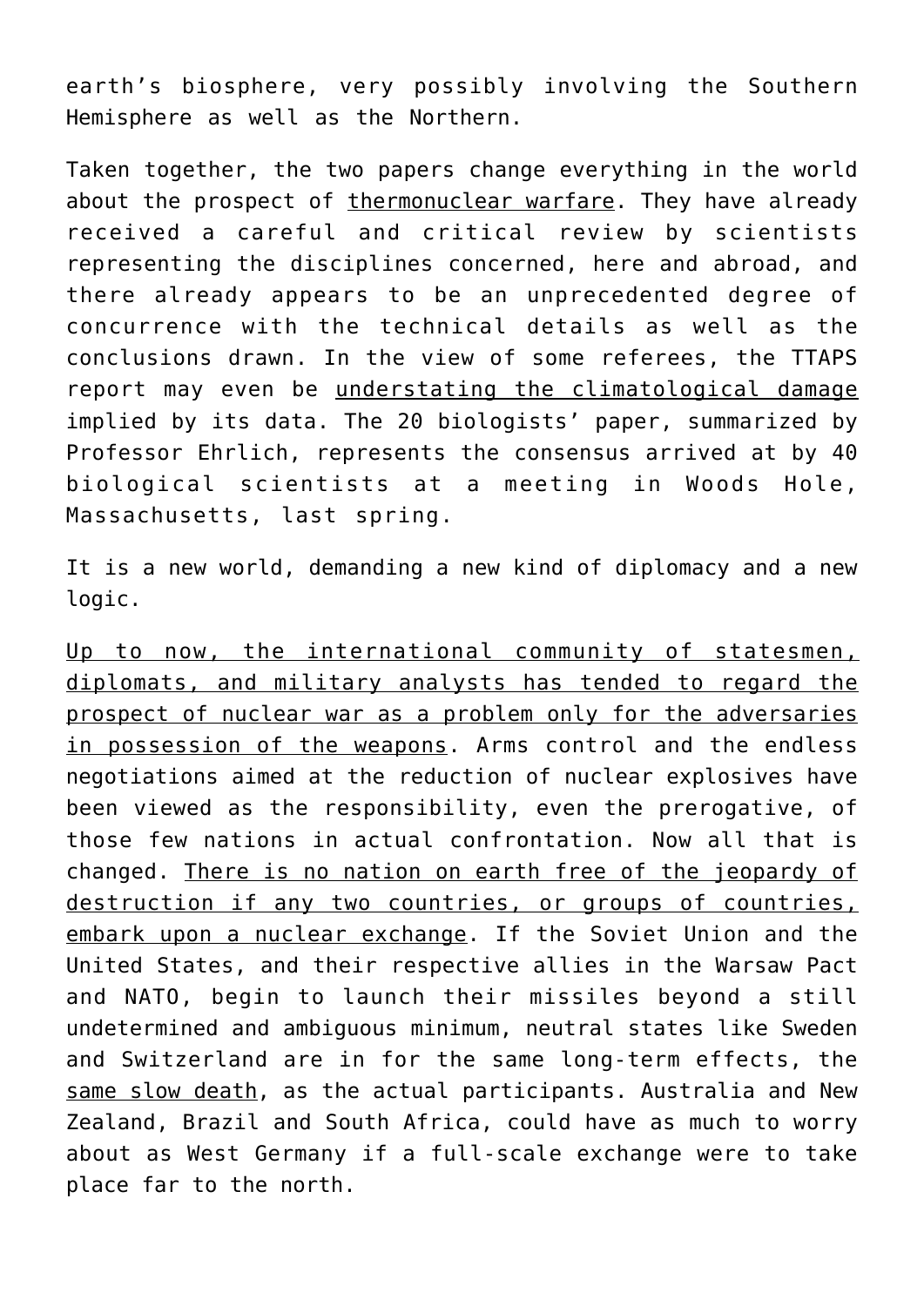earth's biosphere, very possibly involving the Southern Hemisphere as well as the Northern.

Taken together, the two papers change everything in the world about the prospect of thermonuclear warfare. They have already received a careful and critical review by scientists representing the disciplines concerned, here and abroad, and there already appears to be an unprecedented degree of concurrence with the technical details as well as the conclusions drawn. In the view of some referees, the TTAPS report may even be understating the climatological damage implied by its data. The 20 biologists' paper, summarized by Professor Ehrlich, represents the consensus arrived at by 40 biological scientists at a meeting in Woods Hole, Massachusetts, last spring.

It is a new world, demanding a new kind of diplomacy and a new logic.

Up to now, the international community of statesmen, diplomats, and military analysts has tended to regard the prospect of nuclear war as a problem only for the adversaries in possession of the weapons. Arms control and the endless negotiations aimed at the reduction of nuclear explosives have been viewed as the responsibility, even the prerogative, of those few nations in actual confrontation. Now all that is changed. There is no nation on earth free of the jeopardy of destruction if any two countries, or groups of countries, embark upon a nuclear exchange. If the Soviet Union and the United States, and their respective allies in the Warsaw Pact and NATO, begin to launch their missiles beyond a still undetermined and ambiguous minimum, neutral states like Sweden and Switzerland are in for the same long-term effects, the same slow death, as the actual participants. Australia and New Zealand, Brazil and South Africa, could have as much to worry about as West Germany if a full-scale exchange were to take place far to the north.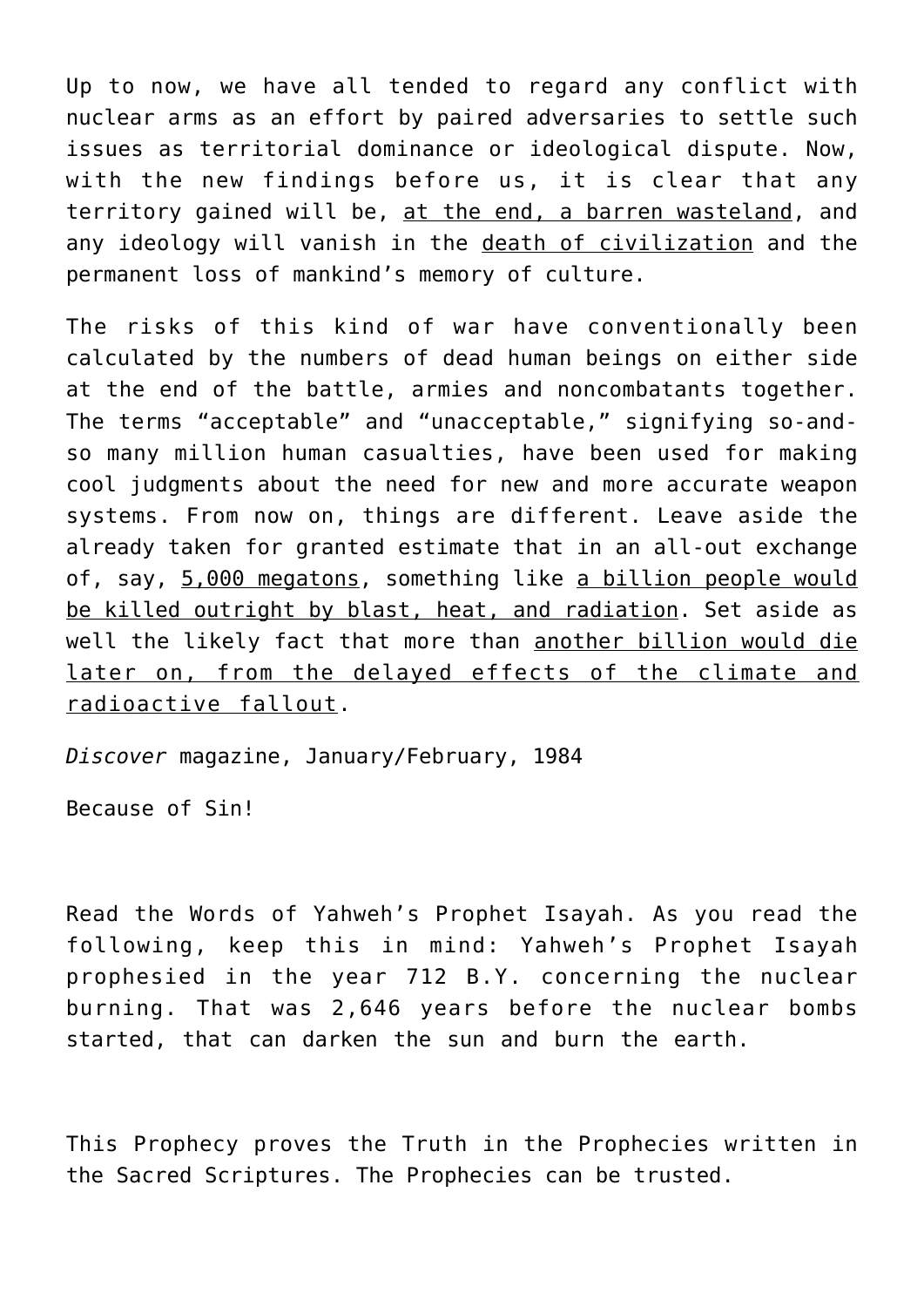Up to now, we have all tended to regard any conflict with nuclear arms as an effort by paired adversaries to settle such issues as territorial dominance or ideological dispute. Now, with the new findings before us, it is clear that any territory gained will be, <u>at the end, a barren wasteland</u>, and any ideology will vanish in the <u>death of civilization</u> and the permanent loss of mankind's memory of culture.

The risks of this kind of war have conventionally been calculated by the numbers of dead human beings on either side at the end of the battle, armies and noncombatants together. The terms "acceptable" and "unacceptable," signifying so-and-so many million human casualties, have been used for making cool judgments about the need for new and more accurate weapon systems. From now on, things are different. Leave aside the already taken for granted estimate that in an all-out exchange of, say, <u>5,000 megatons</u>, something like <u>a billion people would be killed outright by blast, heat, and radiation</u>. Set aside as well the likely fact that more than <u>another billion would die later on, from the delayed effects of the climate and radioactive fallout</u>.

*Discover* magazine, January/February, 1984

Because of Sin!

Read the Words of Yahweh's Prophet Isayah. As you read the following, keep this in mind: Yahweh's Prophet Isayah prophesied in the year 712 B.Y. concerning the nuclear burning. That was 2,646 years before the nuclear bombs started, that can darken the sun and burn the earth.

This Prophecy proves the Truth in the Prophecies written in the Sacred Scriptures. The Prophecies can be trusted.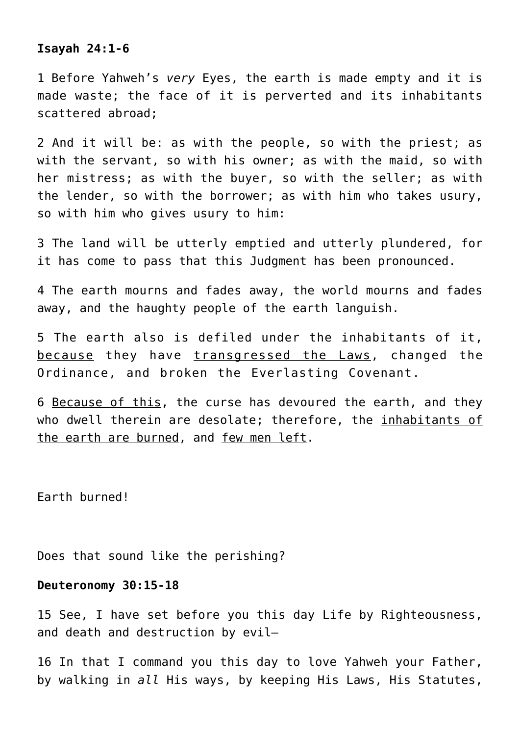**Isayah 24:1-6**

1 Before Yahweh's *very* Eyes, the earth is made empty and it is made waste; the face of it is perverted and its inhabitants scattered abroad;

2 And it will be: as with the people, so with the priest; as with the servant, so with his owner; as with the maid, so with her mistress; as with the buyer, so with the seller; as with the lender, so with the borrower; as with him who takes usury, so with him who gives usury to him:

3 The land will be utterly emptied and utterly plundered, for it has come to pass that this Judgment has been pronounced.

4 The earth mourns and fades away, the world mourns and fades away, and the haughty people of the earth languish.

5 The earth also is defiled under the inhabitants of it, <u>because</u> they have <u>transgressed the Laws</u>, changed the Ordinance, and broken the Everlasting Covenant.

6 <u>Because of this</u>, the curse has devoured the earth, and they who dwell therein are desolate; therefore, the <u>inhabitants of the earth are burned</u>, and <u>few men left</u>.

Earth burned!

Does that sound like the perishing?

**Deuteronomy 30:15-18**

15 See, I have set before you this day Life by Righteousness, and death and destruction by evil—

16 In that I command you this day to love Yahweh your Father, by walking in *all* His ways, by keeping His Laws, His Statutes,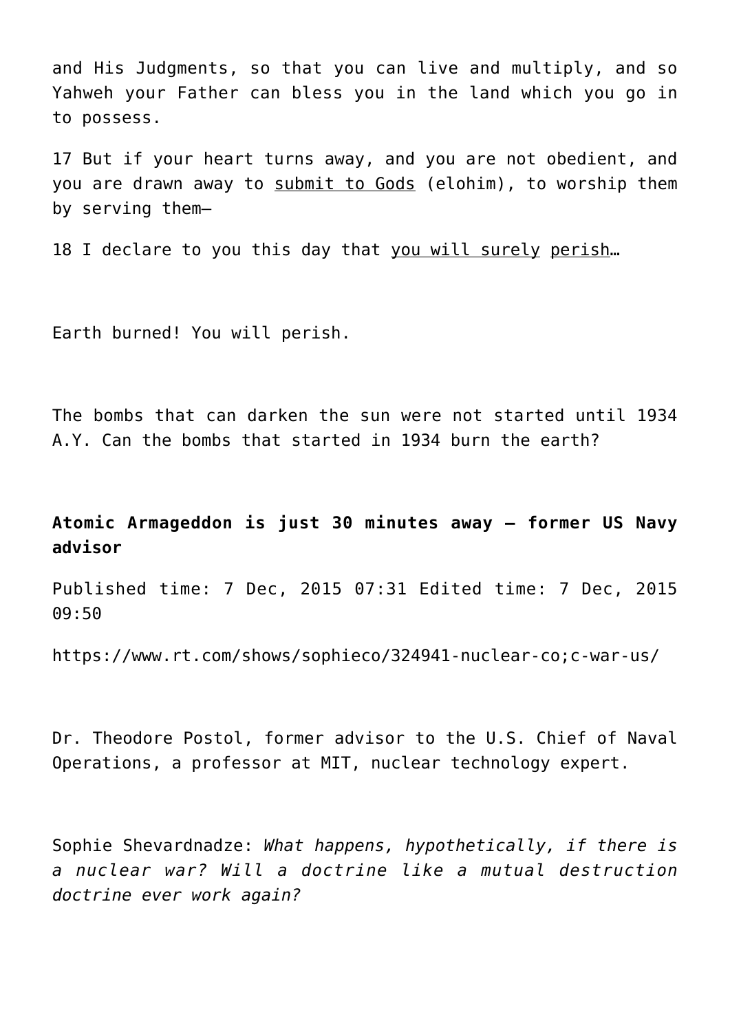and His Judgments, so that you can live and multiply, and so Yahweh your Father can bless you in the land which you go in to possess.

17 But if your heart turns away, and you are not obedient, and you are drawn away to submit to Gods (elohim), to worship them by serving them—

18 I declare to you this day that you will surely perish…

Earth burned! You will perish.

The bombs that can darken the sun were not started until 1934 A.Y. Can the bombs that started in 1934 burn the earth?

**Atomic Armageddon is just 30 minutes away – former US Navy advisor**

Published time: 7 Dec, 2015 07:31 Edited time: 7 Dec, 2015 09:50

https://www.rt.com/shows/sophieco/324941-nuclear-co;c-war-us/

Dr. Theodore Postol, former advisor to the U.S. Chief of Naval Operations, a professor at MIT, nuclear technology expert.

Sophie Shevardnadze: *What happens, hypothetically, if there is a nuclear war? Will a doctrine like a mutual destruction doctrine ever work again?*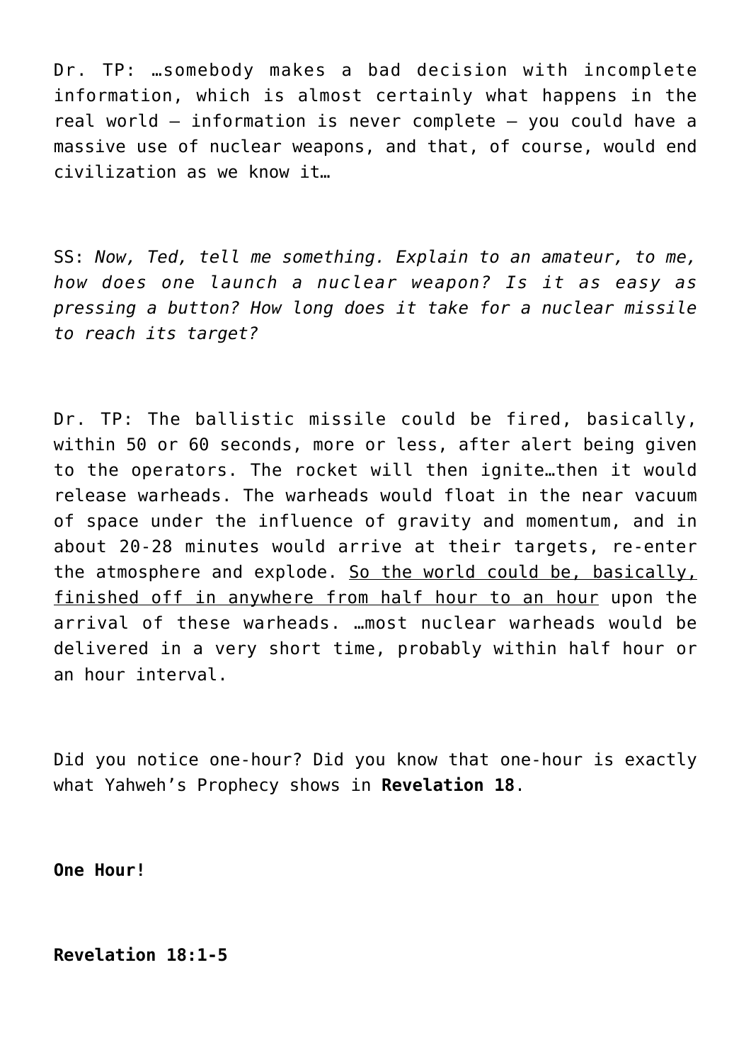Dr. TP: …somebody makes a bad decision with incomplete information, which is almost certainly what happens in the real world – information is never complete – you could have a massive use of nuclear weapons, and that, of course, would end civilization as we know it…

SS: *Now, Ted, tell me something. Explain to an amateur, to me, how does one launch a nuclear weapon? Is it as easy as pressing a button? How long does it take for a nuclear missile to reach its target?*

Dr. TP: The ballistic missile could be fired, basically, within 50 or 60 seconds, more or less, after alert being given to the operators. The rocket will then ignite…then it would release warheads. The warheads would float in the near vacuum of space under the influence of gravity and momentum, and in about 20-28 minutes would arrive at their targets, re-enter the atmosphere and explode. <u>So the world could be, basically, finished off in anywhere from half hour to an hour</u> upon the arrival of these warheads. …most nuclear warheads would be delivered in a very short time, probably within half hour or an hour interval.

Did you notice one-hour? Did you know that one-hour is exactly what Yahweh's Prophecy shows in **Revelation 18**.

**One Hour!**

**Revelation 18:1-5**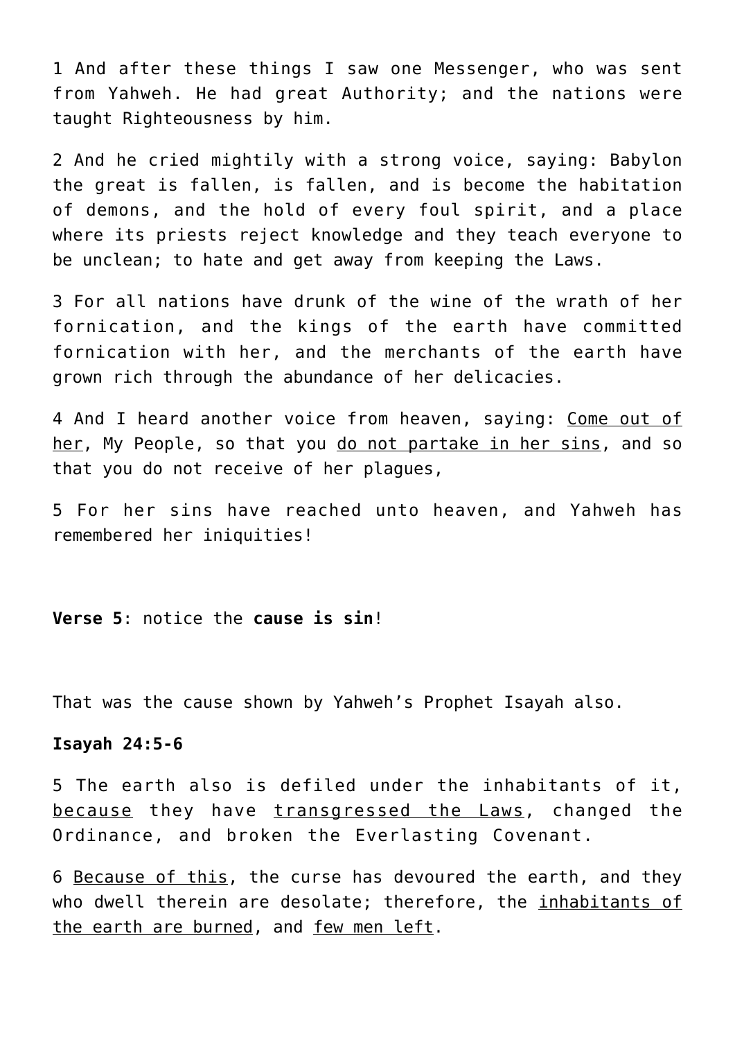1 And after these things I saw one Messenger, who was sent from Yahweh. He had great Authority; and the nations were taught Righteousness by him.

2 And he cried mightily with a strong voice, saying: Babylon the great is fallen, is fallen, and is become the habitation of demons, and the hold of every foul spirit, and a place where its priests reject knowledge and they teach everyone to be unclean; to hate and get away from keeping the Laws.

3 For all nations have drunk of the wine of the wrath of her fornication, and the kings of the earth have committed fornication with her, and the merchants of the earth have grown rich through the abundance of her delicacies.

4 And I heard another voice from heaven, saying: <u>Come out of her</u>, My People, so that you <u>do not partake in her sins</u>, and so that you do not receive of her plagues,

5 For her sins have reached unto heaven, and Yahweh has remembered her iniquities!

**Verse 5**: notice the **cause is sin**!

That was the cause shown by Yahweh's Prophet Isayah also.

**Isayah 24:5-6**

5 The earth also is defiled under the inhabitants of it, <u>because</u> they have <u>transgressed the Laws</u>, changed the Ordinance, and broken the Everlasting Covenant.

6 <u>Because of this</u>, the curse has devoured the earth, and they who dwell therein are desolate; therefore, the <u>inhabitants of the earth are burned</u>, and <u>few men left</u>.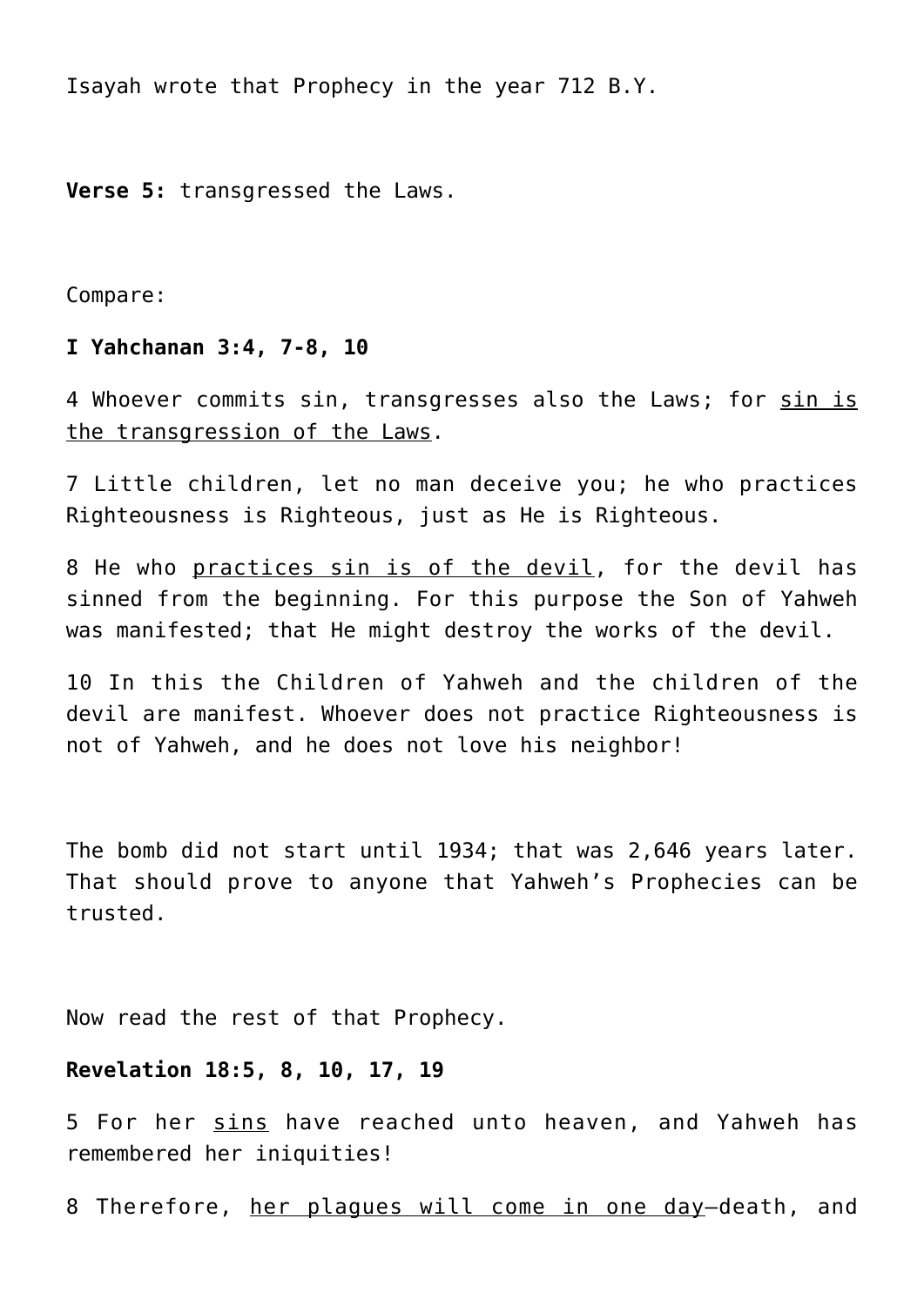Isayah wrote that Prophecy in the year 712 B.Y.

**Verse 5:** transgressed the Laws.

Compare:

**I Yahchanan 3:4, 7-8, 10**

4 Whoever commits sin, transgresses also the Laws; for <u>sin is the transgression of the Laws</u>.

7 Little children, let no man deceive you; he who practices Righteousness is Righteous, just as He is Righteous.

8 He who <u>practices sin is of the devil</u>, for the devil has sinned from the beginning. For this purpose the Son of Yahweh was manifested; that He might destroy the works of the devil.

10 In this the Children of Yahweh and the children of the devil are manifest. Whoever does not practice Righteousness is not of Yahweh, and he does not love his neighbor!

The bomb did not start until 1934; that was 2,646 years later. That should prove to anyone that Yahweh's Prophecies can be trusted.

Now read the rest of that Prophecy.

**Revelation 18:5, 8, 10, 17, 19**

5 For her <u>sins</u> have reached unto heaven, and Yahweh has remembered her iniquities!

8 Therefore, <u>her plagues will come in one day</u>—death, and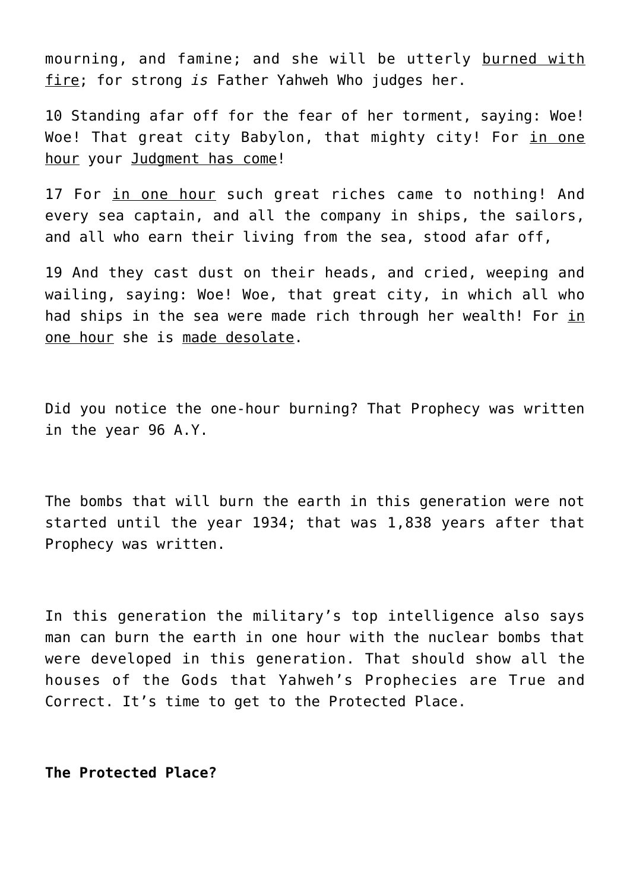mourning, and famine; and she will be utterly <u>burned with fire</u>; for strong *is* Father Yahweh Who judges her.

10 Standing afar off for the fear of her torment, saying: Woe! Woe! That great city Babylon, that mighty city! For <u>in one hour</u> your <u>Judgment has come</u>!

17 For <u>in one hour</u> such great riches came to nothing! And every sea captain, and all the company in ships, the sailors, and all who earn their living from the sea, stood afar off,

19 And they cast dust on their heads, and cried, weeping and wailing, saying: Woe! Woe, that great city, in which all who had ships in the sea were made rich through her wealth! For <u>in one hour</u> she is <u>made desolate</u>.

Did you notice the one-hour burning? That Prophecy was written in the year 96 A.Y.

The bombs that will burn the earth in this generation were not started until the year 1934; that was 1,838 years after that Prophecy was written.

In this generation the military's top intelligence also says man can burn the earth in one hour with the nuclear bombs that were developed in this generation. That should show all the houses of the Gods that Yahweh's Prophecies are True and Correct. It's time to get to the Protected Place.

**The Protected Place?**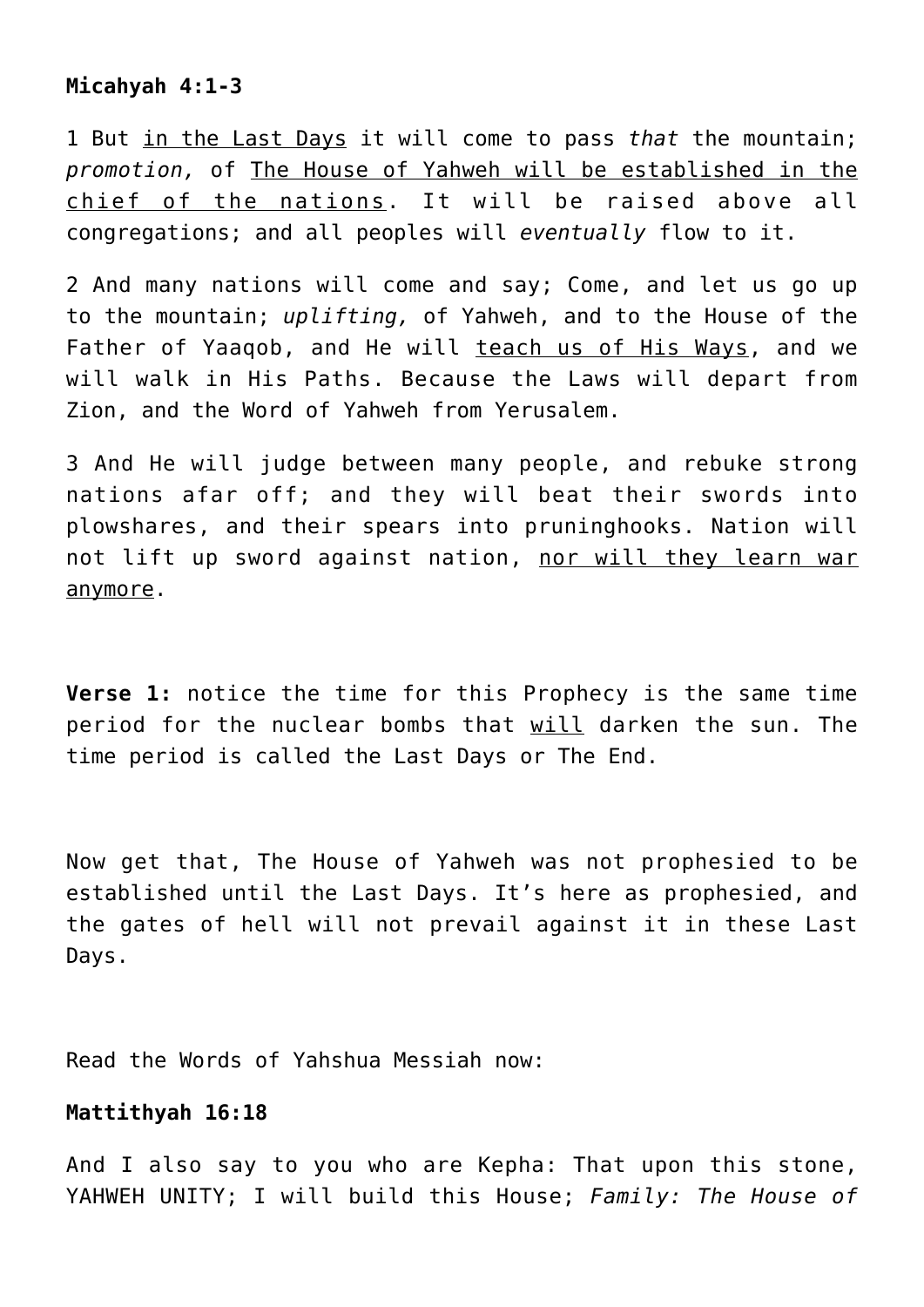**Micahyah 4:1-3**

1 But <u>in the Last Days</u> it will come to pass *that* the mountain; *promotion,* of <u>The House of Yahweh will be established in the chief of the nations</u>. It will be raised above all congregations; and all peoples will *eventually* flow to it.

2 And many nations will come and say; Come, and let us go up to the mountain; *uplifting,* of Yahweh, and to the House of the Father of Yaaqob, and He will <u>teach us of His Ways</u>, and we will walk in His Paths. Because the Laws will depart from Zion, and the Word of Yahweh from Yerusalem.

3 And He will judge between many people, and rebuke strong nations afar off; and they will beat their swords into plowshares, and their spears into pruninghooks. Nation will not lift up sword against nation, <u>nor will they learn war anymore</u>.

**Verse 1:** notice the time for this Prophecy is the same time period for the nuclear bombs that <u>will</u> darken the sun. The time period is called the Last Days or The End.

Now get that, The House of Yahweh was not prophesied to be established until the Last Days. It's here as prophesied, and the gates of hell will not prevail against it in these Last Days.

Read the Words of Yahshua Messiah now:

**Mattithyah 16:18**

And I also say to you who are Kepha: That upon this stone, YAHWEH UNITY; I will build this House; *Family: The House of*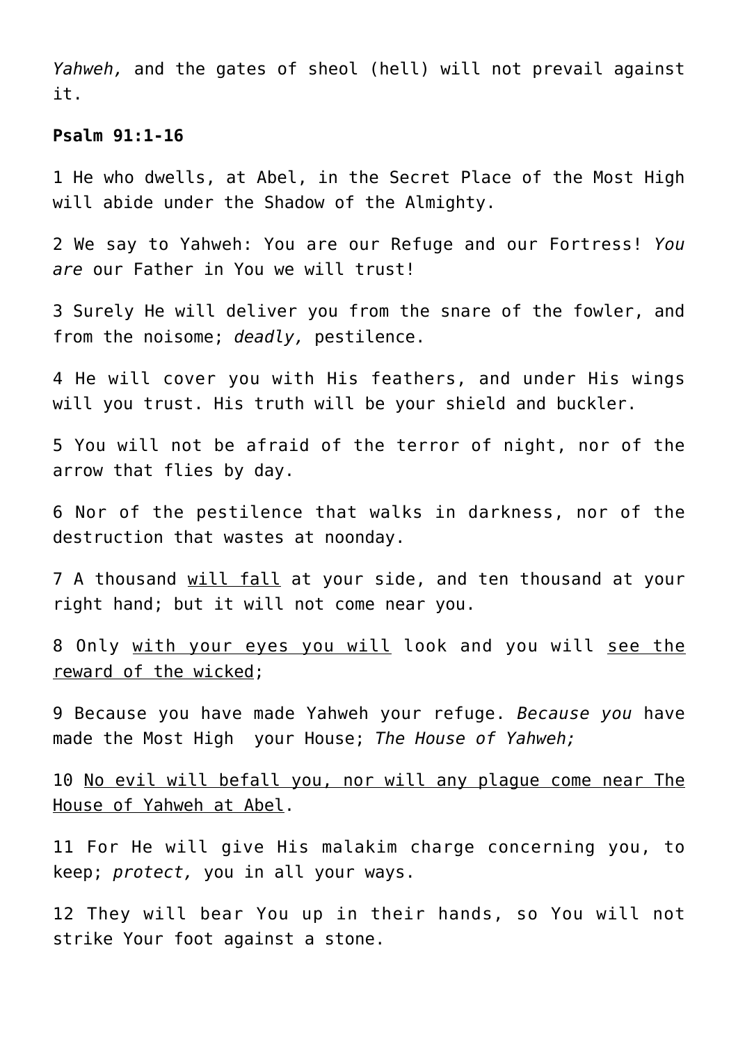*Yahweh,* and the gates of sheol (hell) will not prevail against it.

**Psalm 91:1-16**

1 He who dwells, at Abel, in the Secret Place of the Most High will abide under the Shadow of the Almighty.

2 We say to Yahweh: You are our Refuge and our Fortress! *You are* our Father in You we will trust!

3 Surely He will deliver you from the snare of the fowler, and from the noisome; *deadly,* pestilence.

4 He will cover you with His feathers, and under His wings will you trust. His truth will be your shield and buckler.

5 You will not be afraid of the terror of night, nor of the arrow that flies by day.

6 Nor of the pestilence that walks in darkness, nor of the destruction that wastes at noonday.

7 A thousand <u>will fall</u> at your side, and ten thousand at your right hand; but it will not come near you.

8 Only <u>with your eyes you will</u> look and you will <u>see the reward of the wicked</u>;

9 Because you have made Yahweh your refuge. *Because you* have made the Most High your House; *The House of Yahweh;*

10 <u>No evil will befall you, nor will any plague come near The House of Yahweh at Abel</u>.

11 For He will give His malakim charge concerning you, to keep; *protect,* you in all your ways.

12 They will bear You up in their hands, so You will not strike Your foot against a stone.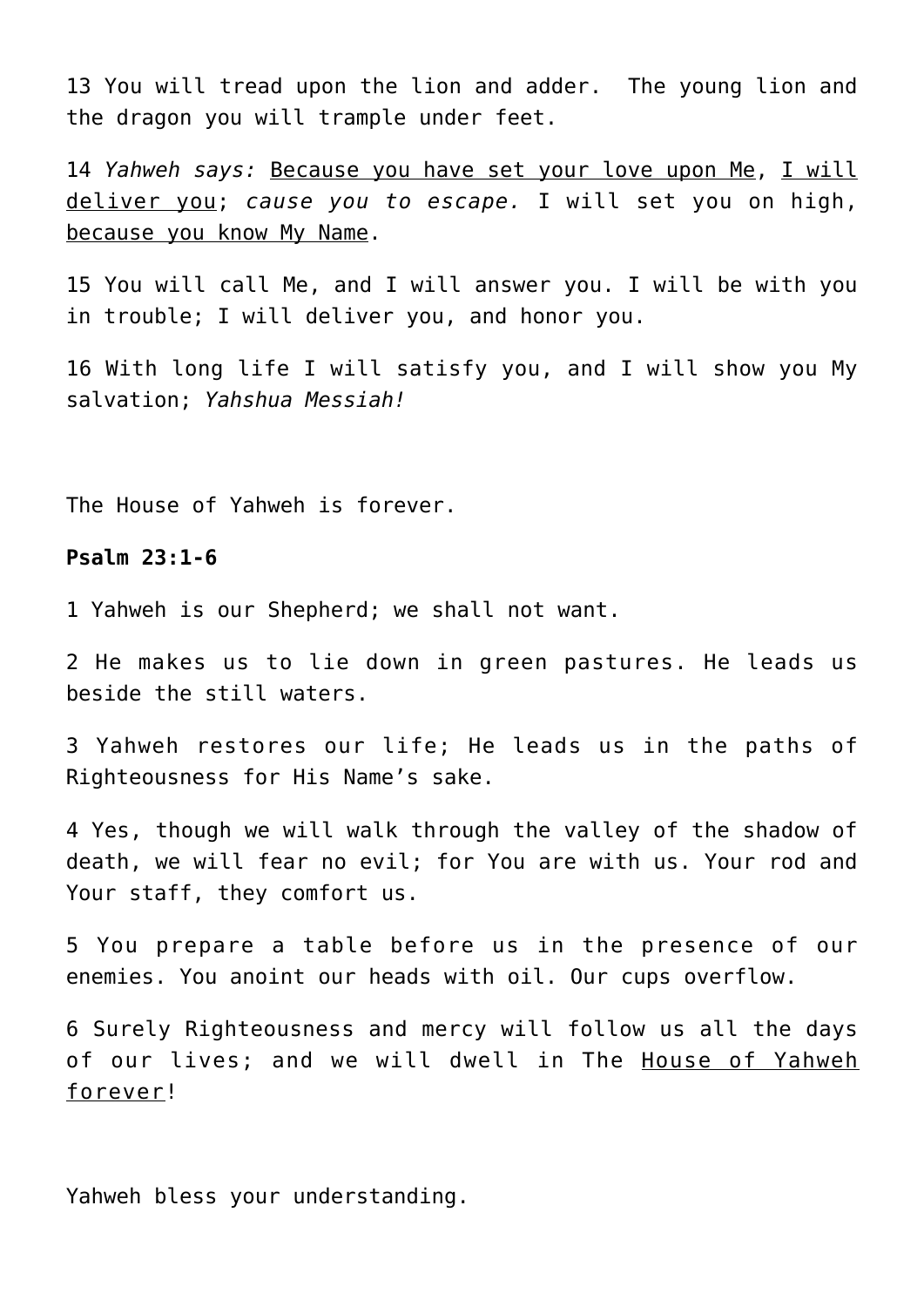13 You will tread upon the lion and adder. The young lion and the dragon you will trample under feet.

14 *Yahweh says:* <u>Because you have set your love upon Me</u>, <u>I will deliver you</u>; *cause you to escape.* I will set you on high, <u>because you know My Name</u>.

15 You will call Me, and I will answer you. I will be with you in trouble; I will deliver you, and honor you.

16 With long life I will satisfy you, and I will show you My salvation; *Yahshua Messiah!*

The House of Yahweh is forever.

**Psalm 23:1-6**

1 Yahweh is our Shepherd; we shall not want.

2 He makes us to lie down in green pastures. He leads us beside the still waters.

3 Yahweh restores our life; He leads us in the paths of Righteousness for His Name's sake.

4 Yes, though we will walk through the valley of the shadow of death, we will fear no evil; for You are with us. Your rod and Your staff, they comfort us.

5 You prepare a table before us in the presence of our enemies. You anoint our heads with oil. Our cups overflow.

6 Surely Righteousness and mercy will follow us all the days of our lives; and we will dwell in The <u>House of Yahweh forever</u>!

Yahweh bless your understanding.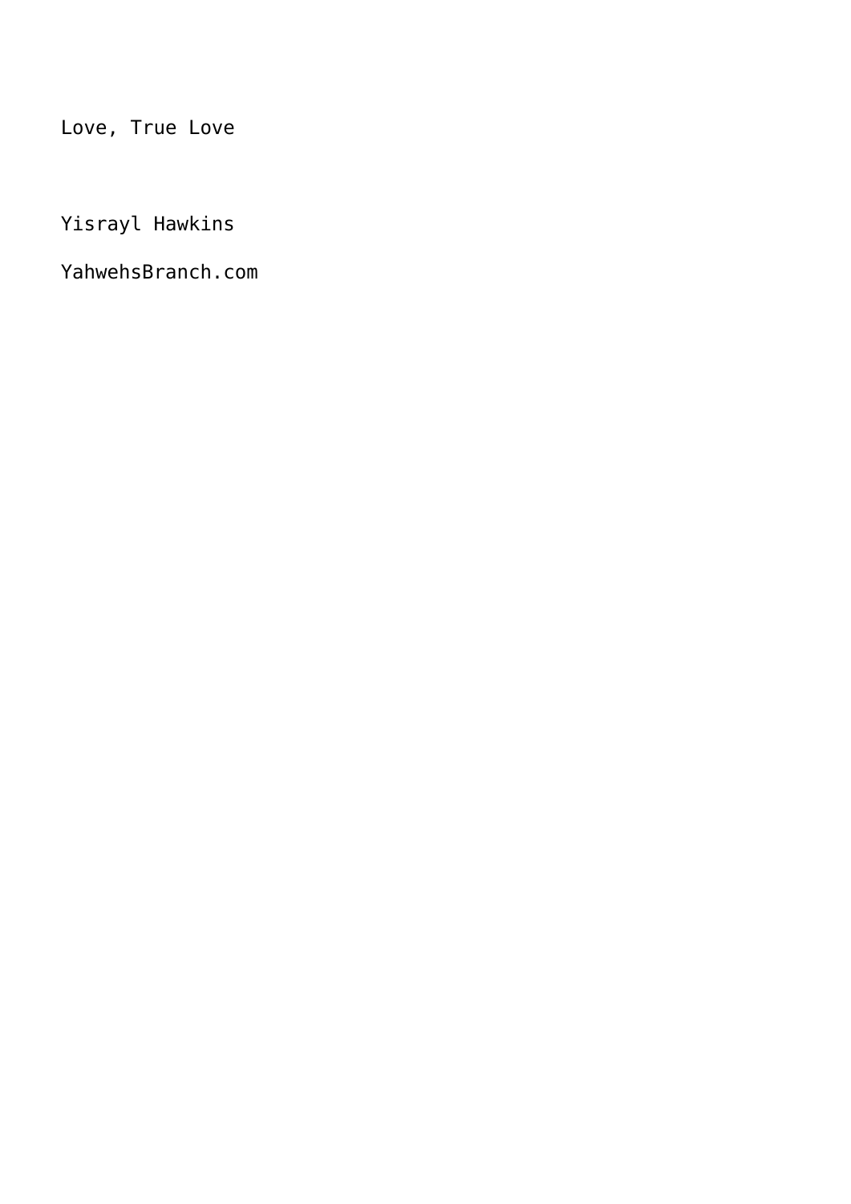Love, True Love

Yisrayl Hawkins

YahwehsBranch.com